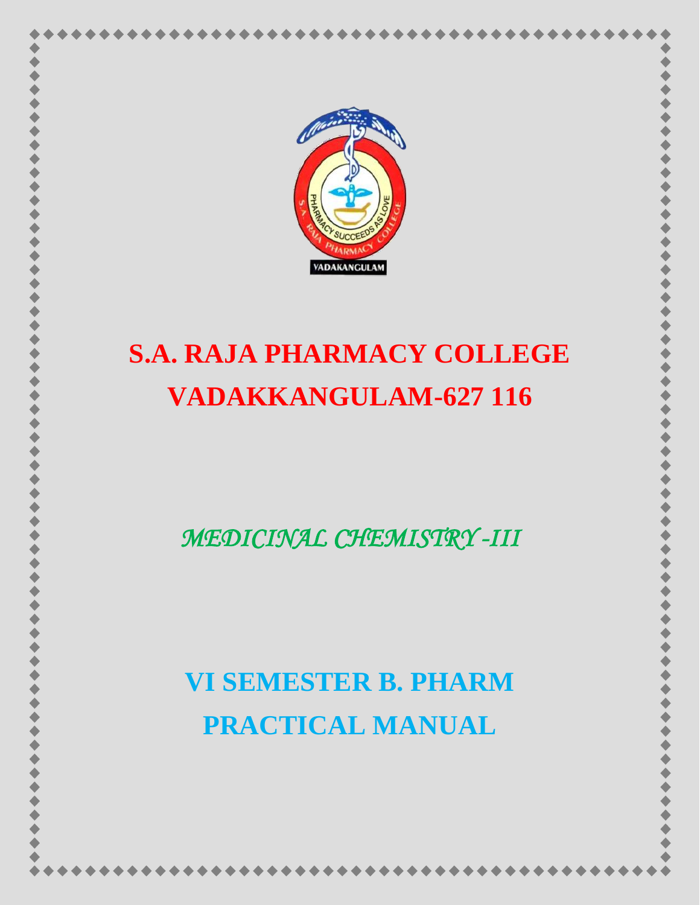# S.A. RAJA PHARMACY COLLEGE

# VADAKKANGULAM-627 116

*MEDICINAL CHEMISTRY -III*

## VI SEMESTER B. PHARM

## PRACTICAL MANUAL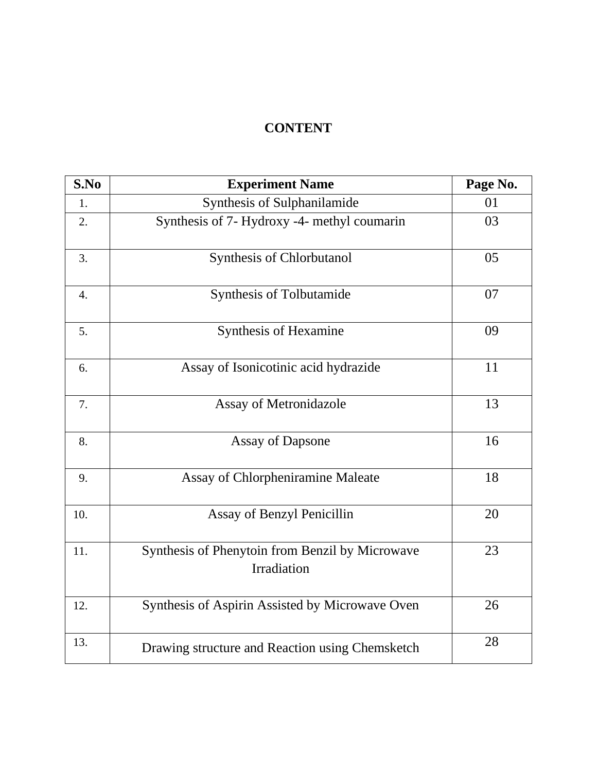# CONTENT

| S.No | Experiment Name | Page No. |
|---|---|---|
| 1. | Synthesis of Sulphanilamide | 01 |
| 2. | Synthesis of 7- Hydroxy -4- methyl coumarin | 03 |
| 3. | Synthesis of Chlorbutanol | 05 |
| 4. | Synthesis of Tolbutamide | 07 |
| 5. | Synthesis of Hexamine | 09 |
| 6. | Assay of Isonicotinic acid hydrazide | 11 |
| 7. | Assay of Metronidazole | 13 |
| 8. | Assay of Dapsone | 16 |
| 9. | Assay of Chlorpheniramine Maleate | 18 |
| 10. | Assay of Benzyl Penicillin | 20 |
| 11. | Synthesis of Phenytoin from Benzil by Microwave Irradiation | 23 |
| 12. | Synthesis of Aspirin Assisted by Microwave Oven | 26 |
| 13. | Drawing structure and Reaction using Chemsketch | 28 |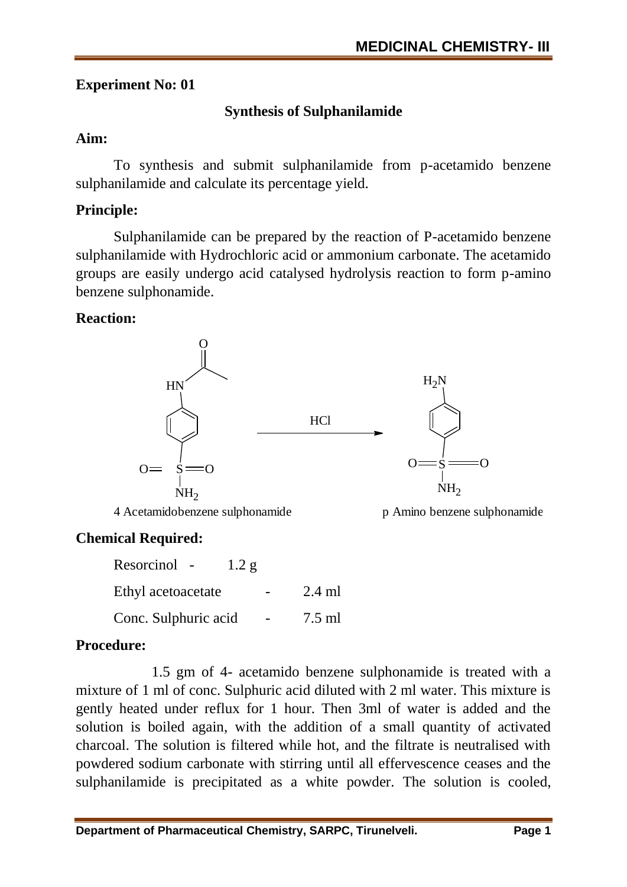## Experiment No: 01

### Synthesis of Sulphanilamide

**Aim:**

To synthesis and submit sulphanilamide from p-acetamido benzene sulphanilamide and calculate its percentage yield.

**Principle:**

Sulphanilamide can be prepared by the reaction of P-acetamido benzene sulphanilamide with Hydrochloric acid or ammonium carbonate. The acetamido groups are easily undergo acid catalysed hydrolysis reaction to form p-amino benzene sulphonamide.

**Reaction:**

4 Acetamidobenzene sulphonamide $\xrightarrow{HCl}$ p Amino benzene sulphonamide

**Chemical Required:**

| | | |
|---|---|---|
| Resorcinol | - | 1.2 g |
| Ethyl acetoacetate | - | 2.4 ml |
| Conc. Sulphuric acid | - | 7.5 ml |

**Procedure:**

1.5 gm of 4- acetamido benzene sulphonamide is treated with a mixture of 1 ml of conc. Sulphuric acid diluted with 2 ml water. This mixture is gently heated under reflux for 1 hour. Then 3ml of water is added and the solution is boiled again, with the addition of a small quantity of activated charcoal. The solution is filtered while hot, and the filtrate is neutralised with powdered sodium carbonate with stirring until all effervescence ceases and the sulphanilamide is precipitated as a white powder. The solution is cooled,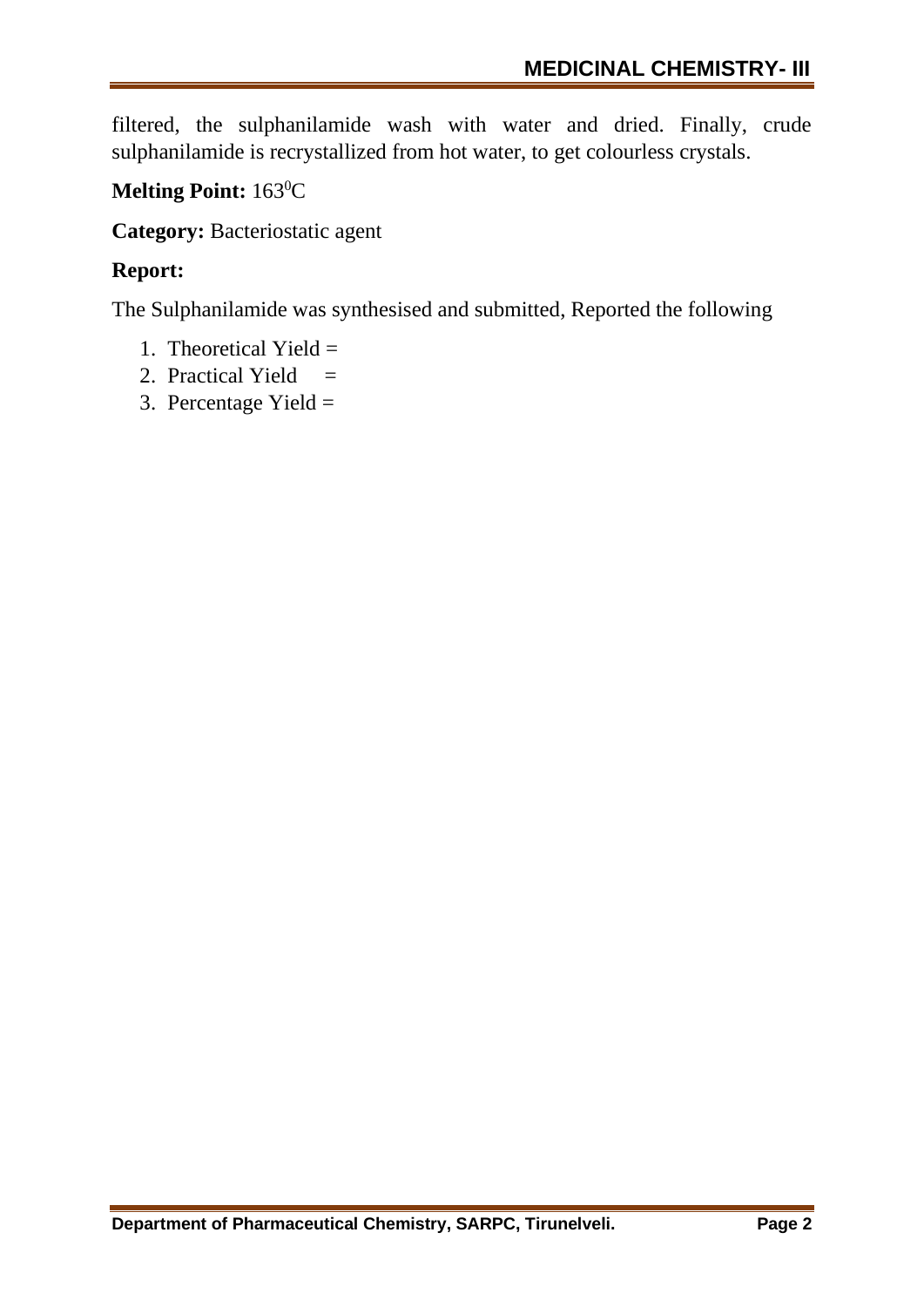filtered, the sulphanilamide wash with water and dried. Finally, crude sulphanilamide is recrystallized from hot water, to get colourless crystals.

**Melting Point:** $163^0C$

**Category:** Bacteriostatic agent

**Report:**

The Sulphanilamide was synthesised and submitted, Reported the following

1. Theoretical Yield =
2. Practical Yield =
3. Percentage Yield =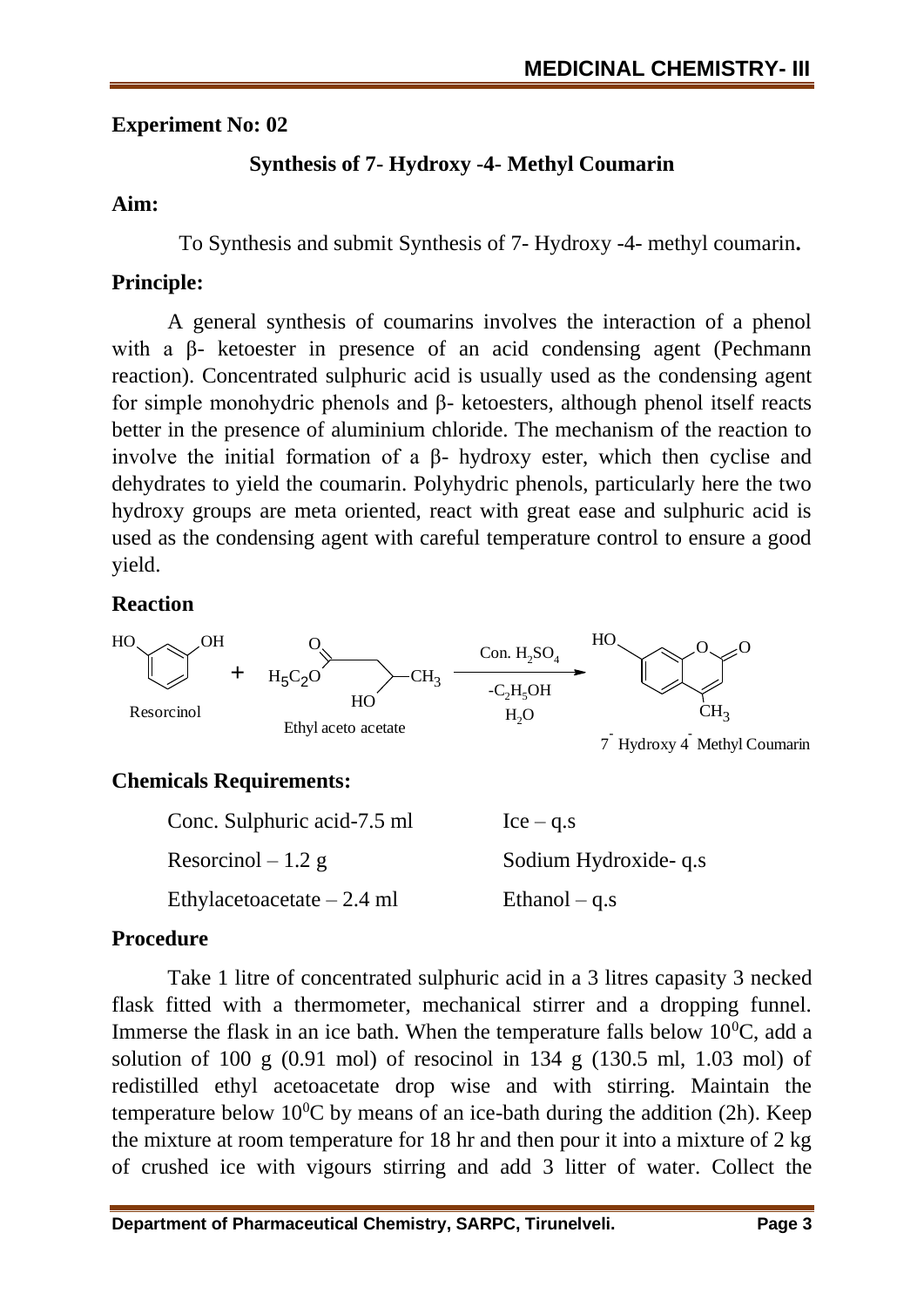## Experiment No: 02

### Synthesis of 7- Hydroxy -4- Methyl Coumarin

**Aim:**

To Synthesis and submit Synthesis of 7- Hydroxy -4- methyl coumarin**.**

**Principle:**

A general synthesis of coumarins involves the interaction of a phenol with a β- ketoester in presence of an acid condensing agent (Pechmann reaction). Concentrated sulphuric acid is usually used as the condensing agent for simple monohydric phenols and β- ketoesters, although phenol itself reacts better in the presence of aluminium chloride. The mechanism of the reaction to involve the initial formation of a β- hydroxy ester, which then cyclise and dehydrates to yield the coumarin. Polyhydric phenols, particularly here the two hydroxy groups are meta oriented, react with great ease and sulphuric acid is used as the condensing agent with careful temperature control to ensure a good yield.

**Reaction**

Resorcinol + Ethyl aceto acetate $\xrightarrow[-C_2H_5OH \quad H_2O]{Con.\ H_2SO_4}$ 7- Hydroxy 4- Methyl Coumarin

**Chemicals Requirements:**

| | |
|---|---|
| Conc. Sulphuric acid-7.5 ml | Ice – q.s |
| Resorcinol – 1.2 g | Sodium Hydroxide- q.s |
| Ethylacetoacetate – 2.4 ml | Ethanol – q.s |

**Procedure**

Take 1 litre of concentrated sulphuric acid in a 3 litres capasity 3 necked flask fitted with a thermometer, mechanical stirrer and a dropping funnel. Immerse the flask in an ice bath. When the temperature falls below $10^0$C, add a solution of 100 g (0.91 mol) of resocinol in 134 g (130.5 ml, 1.03 mol) of redistilled ethyl acetoacetate drop wise and with stirring. Maintain the temperature below $10^0$C by means of an ice-bath during the addition (2h). Keep the mixture at room temperature for 18 hr and then pour it into a mixture of 2 kg of crushed ice with vigours stirring and add 3 litter of water. Collect the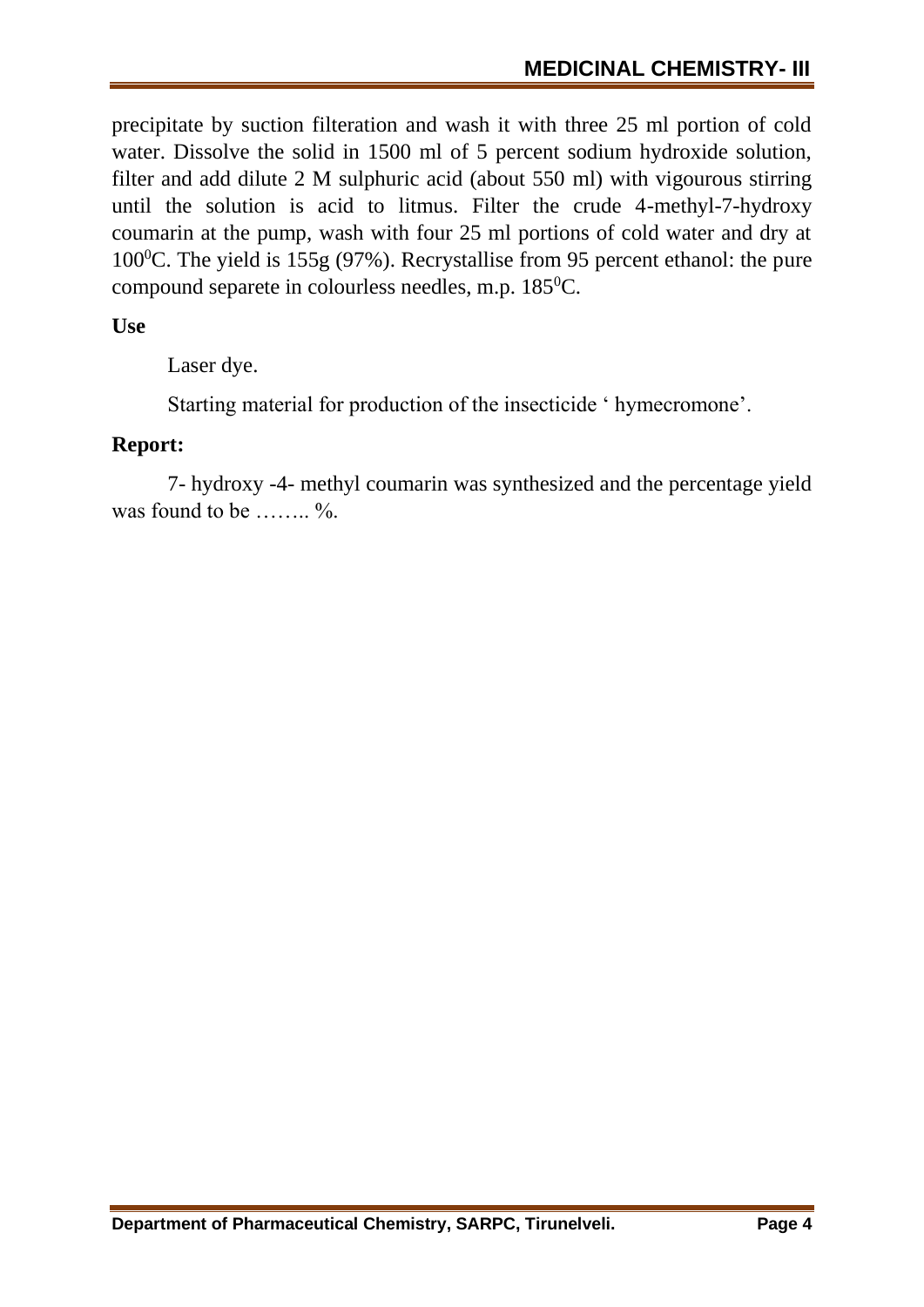precipitate by suction filteration and wash it with three 25 ml portion of cold water. Dissolve the solid in 1500 ml of 5 percent sodium hydroxide solution, filter and add dilute 2 M sulphuric acid (about 550 ml) with vigourous stirring until the solution is acid to litmus. Filter the crude 4-methyl-7-hydroxy coumarin at the pump, wash with four 25 ml portions of cold water and dry at $100^0$C. The yield is 155g (97%). Recrystallise from 95 percent ethanol: the pure compound separete in colourless needles, m.p. $185^0$C.

**Use**

Laser dye.

Starting material for production of the insecticide ‘ hymecromone’.

**Report:**

7- hydroxy -4- methyl coumarin was synthesized and the percentage yield was found to be …….. %.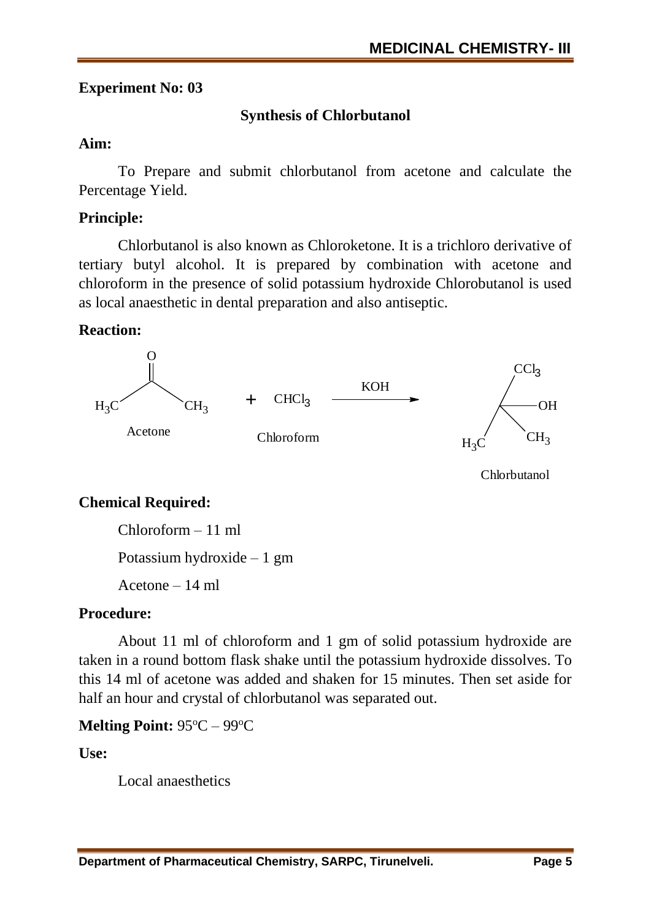**Experiment No: 03**

## Synthesis of Chlorbutanol

**Aim:**

To Prepare and submit chlorbutanol from acetone and calculate the Percentage Yield.

**Principle:**

Chlorbutanol is also known as Chloroketone. It is a trichloro derivative of tertiary butyl alcohol. It is prepared by combination with acetone and chloroform in the presence of solid potassium hydroxide Chlorobutanol is used as local anaesthetic in dental preparation and also antiseptic.

**Reaction:**

$$(CH_3)_2C{=}O \;+\; CHCl_3 \xrightarrow{KOH} (CH_3)_2C(OH)CCl_3$$

Acetone + Chloroform → Chlorbutanol

**Chemical Required:**

Chloroform – 11 ml

Potassium hydroxide – 1 gm

Acetone – 14 ml

**Procedure:**

About 11 ml of chloroform and 1 gm of solid potassium hydroxide are taken in a round bottom flask shake until the potassium hydroxide dissolves. To this 14 ml of acetone was added and shaken for 15 minutes. Then set aside for half an hour and crystal of chlorbutanol was separated out.

**Melting Point:** $95^{o}C – 99^{o}C$

**Use:**

Local anaesthetics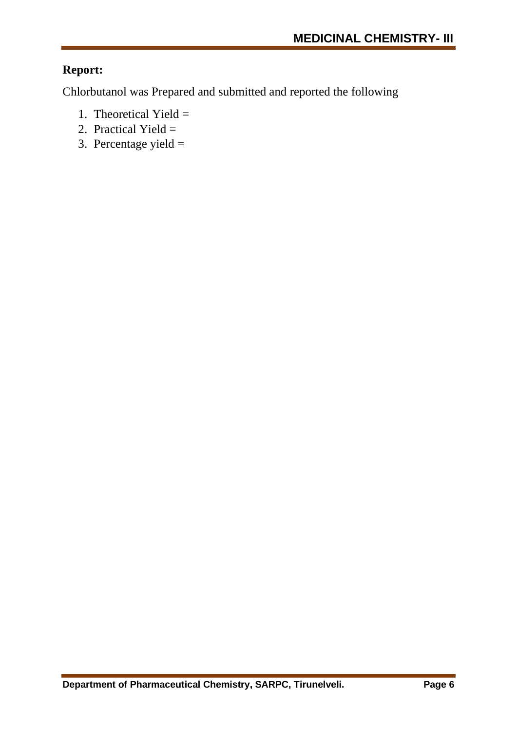**Report:**

Chlorbutanol was Prepared and submitted and reported the following

1. Theoretical Yield =
2. Practical Yield =
3. Percentage yield =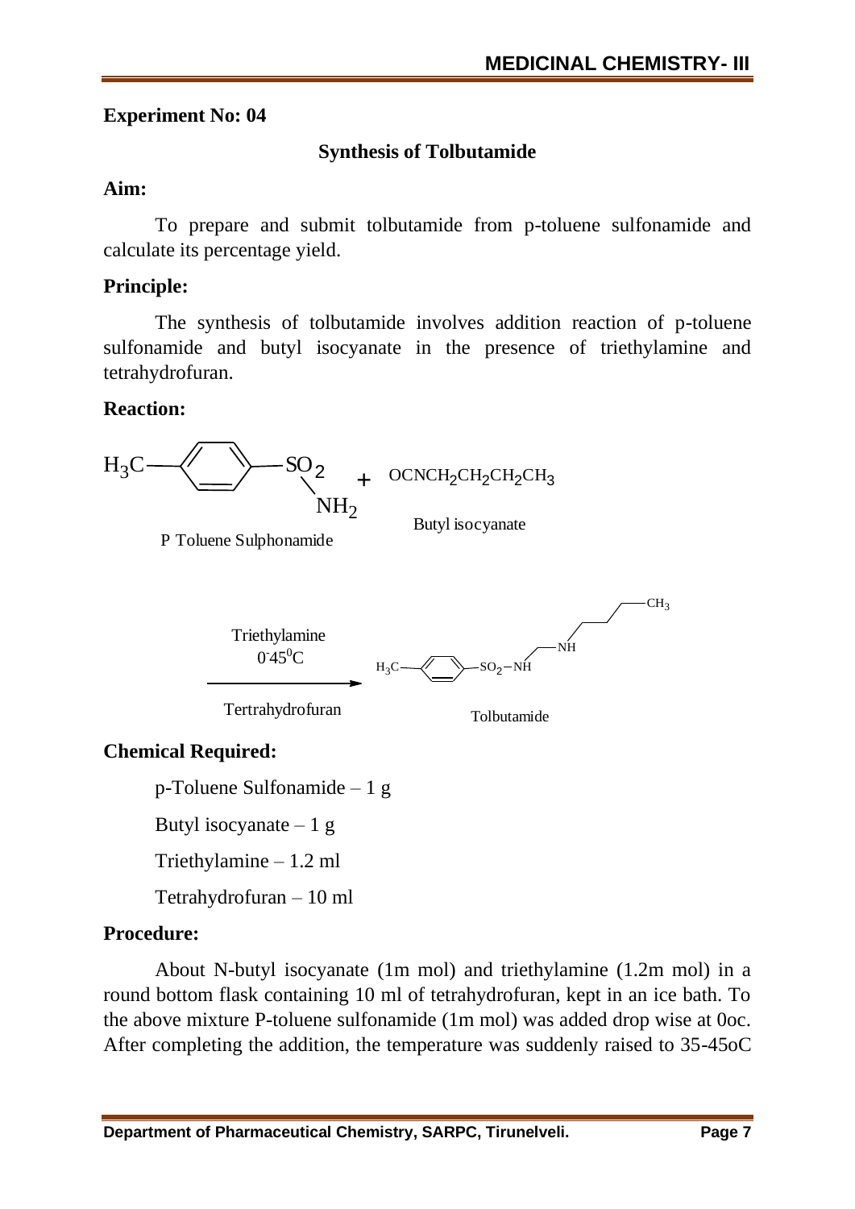## Experiment No: 04

### Synthesis of Tolbutamide

**Aim:**

To prepare and submit tolbutamide from p-toluene sulfonamide and calculate its percentage yield.

**Principle:**

The synthesis of tolbutamide involves addition reaction of p-toluene sulfonamide and butyl isocyanate in the presence of triethylamine and tetrahydrofuran.

**Reaction:**

$H_3C-C_6H_4-SO_2NH_2$ (P Toluene Sulphonamide) + $OCNCH_2CH_2CH_2CH_3$ (Butyl isocyanate) $\xrightarrow[\text{Tertrahydrofuran}]{\text{Triethylamine, } 0\text{-}45^0C}$ $H_3C-C_6H_4-SO_2-NH-CO-NH-CH_2CH_2CH_2CH_3$ (Tolbutamide)

**Chemical Required:**

p-Toluene Sulfonamide – 1 g

Butyl isocyanate – 1 g

Triethylamine – 1.2 ml

Tetrahydrofuran – 10 ml

**Procedure:**

About N-butyl isocyanate (1m mol) and triethylamine (1.2m mol) in a round bottom flask containing 10 ml of tetrahydrofuran, kept in an ice bath. To the above mixture P-toluene sulfonamide (1m mol) was added drop wise at 0oc. After completing the addition, the temperature was suddenly raised to 35-45oC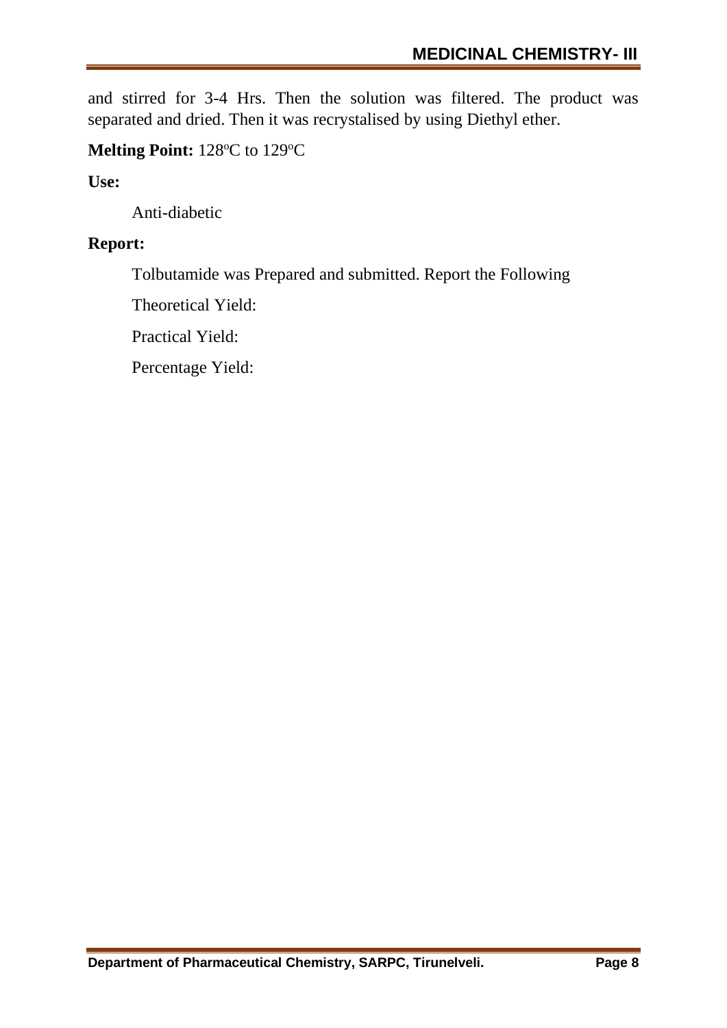and stirred for 3-4 Hrs. Then the solution was filtered. The product was separated and dried. Then it was recrystalised by using Diethyl ether.

**Melting Point:** 128°C to 129°C

**Use:**

Anti-diabetic

**Report:**

Tolbutamide was Prepared and submitted. Report the Following

Theoretical Yield:

Practical Yield:

Percentage Yield: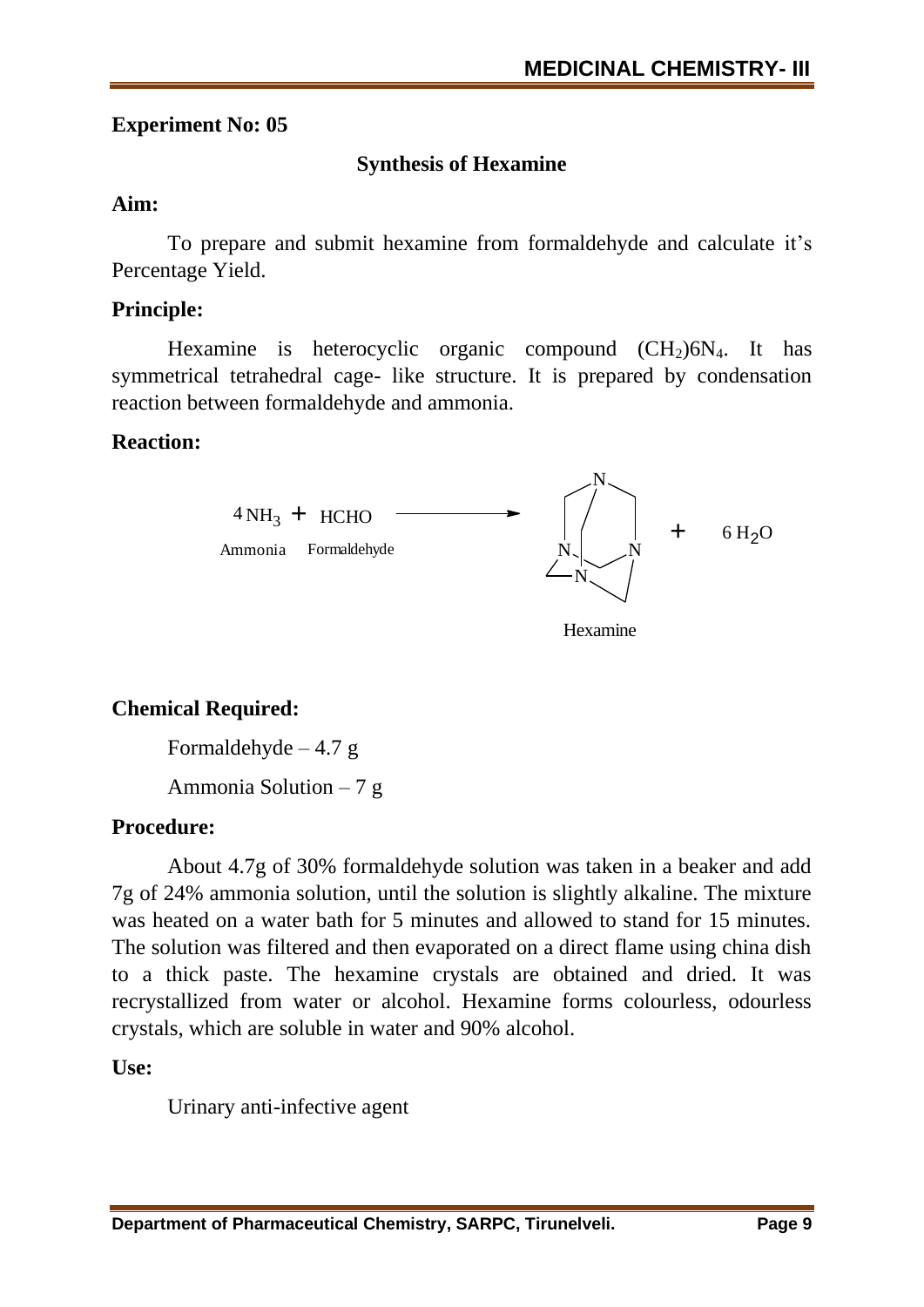## Experiment No: 05

### Synthesis of Hexamine

**Aim:**

To prepare and submit hexamine from formaldehyde and calculate it's Percentage Yield.

**Principle:**

Hexamine is heterocyclic organic compound $(CH_2)6N_4$. It has symmetrical tetrahedral cage- like structure. It is prepared by condensation reaction between formaldehyde and ammonia.

**Reaction:**

$$4\,NH_3 + HCHO \longrightarrow \text{Hexamine} + 6\,H_2O$$

Ammonia Formaldehyde Hexamine

**Chemical Required:**

Formaldehyde – 4.7 g

Ammonia Solution – 7 g

**Procedure:**

About 4.7g of 30% formaldehyde solution was taken in a beaker and add 7g of 24% ammonia solution, until the solution is slightly alkaline. The mixture was heated on a water bath for 5 minutes and allowed to stand for 15 minutes. The solution was filtered and then evaporated on a direct flame using china dish to a thick paste. The hexamine crystals are obtained and dried. It was recrystallized from water or alcohol. Hexamine forms colourless, odourless crystals, which are soluble in water and 90% alcohol.

**Use:**

Urinary anti-infective agent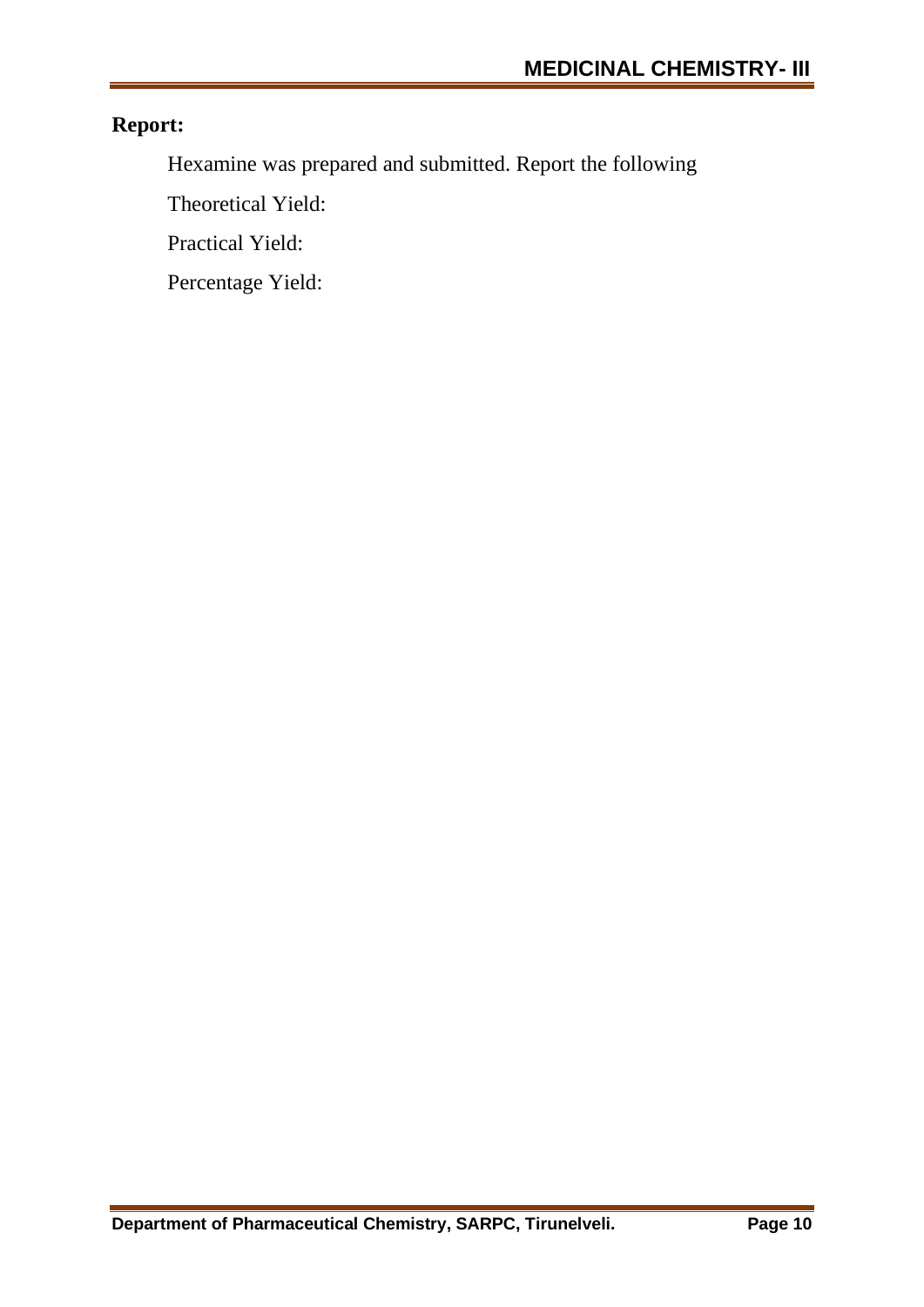**Report:**

Hexamine was prepared and submitted. Report the following

Theoretical Yield:

Practical Yield:

Percentage Yield: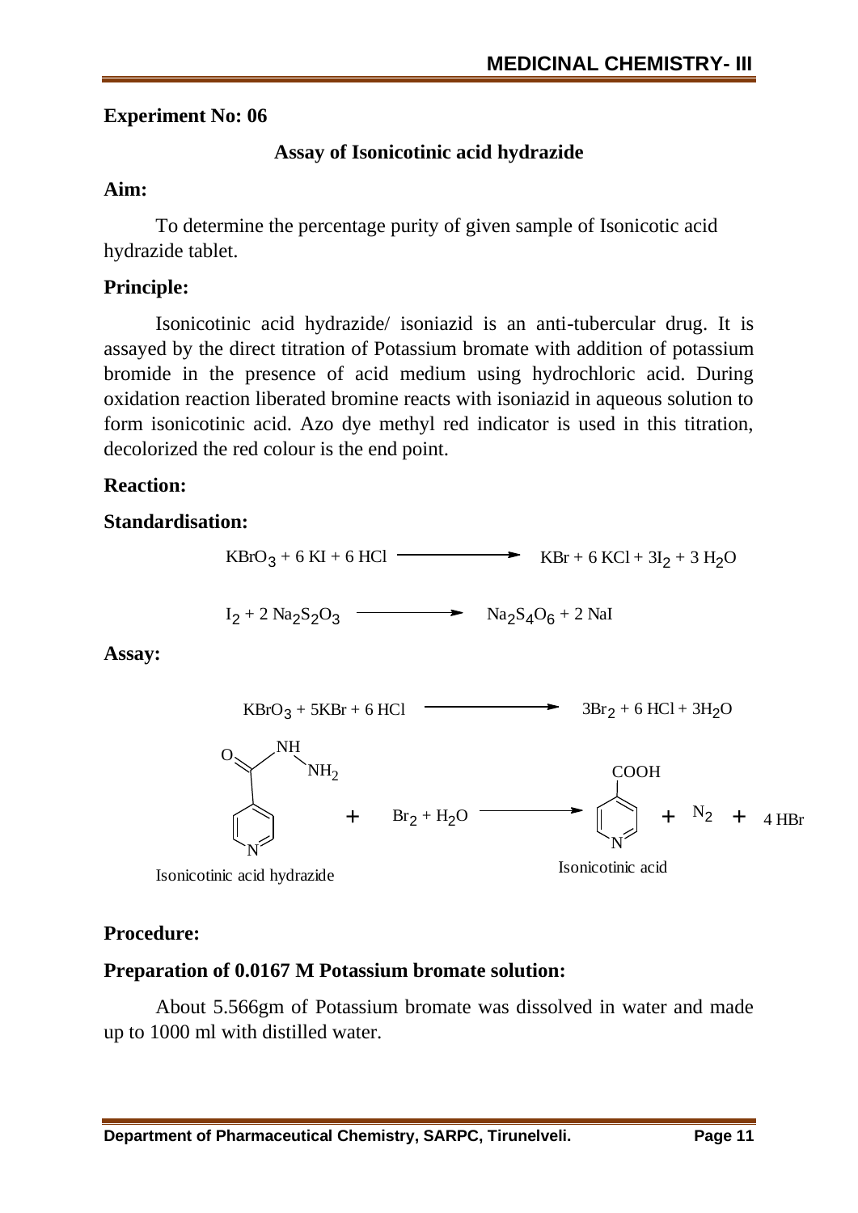## Experiment No: 06

### Assay of Isonicotinic acid hydrazide

**Aim:**

To determine the percentage purity of given sample of Isonicotic acid hydrazide tablet.

**Principle:**

Isonicotinic acid hydrazide/ isoniazid is an anti-tubercular drug. It is assayed by the direct titration of Potassium bromate with addition of potassium bromide in the presence of acid medium using hydrochloric acid. During oxidation reaction liberated bromine reacts with isoniazid in aqueous solution to form isonicotinic acid. Azo dye methyl red indicator is used in this titration, decolorized the red colour is the end point.

**Reaction:**

**Standardisation:**

$$KBrO_3 + 6\,KI + 6\,HCl \longrightarrow KBr + 6\,KCl + 3I_2 + 3\,H_2O$$

$$I_2 + 2\,Na_2S_2O_3 \longrightarrow Na_2S_4O_6 + 2\,NaI$$

**Assay:**

$$KBrO_3 + 5KBr + 6\,HCl \longrightarrow 3Br_2 + 6\,HCl + 3H_2O$$

$$\text{Isonicotinic acid hydrazide} + Br_2 + H_2O \longrightarrow \text{Isonicotinic acid} + N_2 + 4\,HBr$$

Isonicotinic acid hydrazide | Isonicotinic acid

**Procedure:**

**Preparation of 0.0167 M Potassium bromate solution:**

About 5.566gm of Potassium bromate was dissolved in water and made up to 1000 ml with distilled water.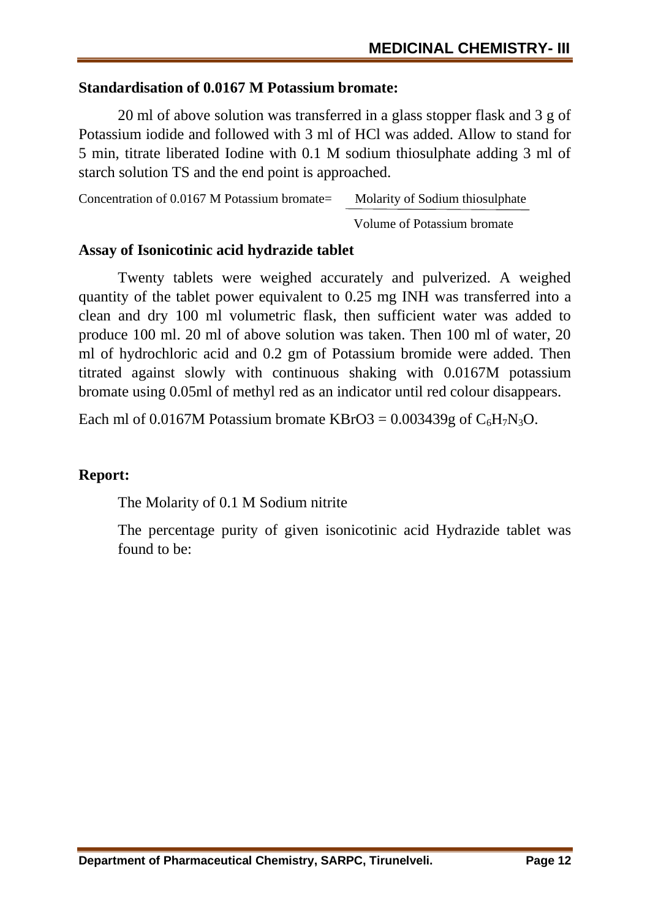**Standardisation of 0.0167 M Potassium bromate:**

20 ml of above solution was transferred in a glass stopper flask and 3 g of Potassium iodide and followed with 3 ml of HCl was added. Allow to stand for 5 min, titrate liberated Iodine with 0.1 M sodium thiosulphate adding 3 ml of starch solution TS and the end point is approached.

$$\text{Concentration of 0.0167 M Potassium bromate} = \frac{\text{Molarity of Sodium thiosulphate}}{\text{Volume of Potassium bromate}}$$

**Assay of Isonicotinic acid hydrazide tablet**

Twenty tablets were weighed accurately and pulverized. A weighed quantity of the tablet power equivalent to 0.25 mg INH was transferred into a clean and dry 100 ml volumetric flask, then sufficient water was added to produce 100 ml. 20 ml of above solution was taken. Then 100 ml of water, 20 ml of hydrochloric acid and 0.2 gm of Potassium bromide were added. Then titrated against slowly with continuous shaking with 0.0167M potassium bromate using 0.05ml of methyl red as an indicator until red colour disappears.

Each ml of 0.0167M Potassium bromate KBrO3 = 0.003439g of $C_6H_7N_3O$.

**Report:**

The Molarity of 0.1 M Sodium nitrite

The percentage purity of given isonicotinic acid Hydrazide tablet was found to be: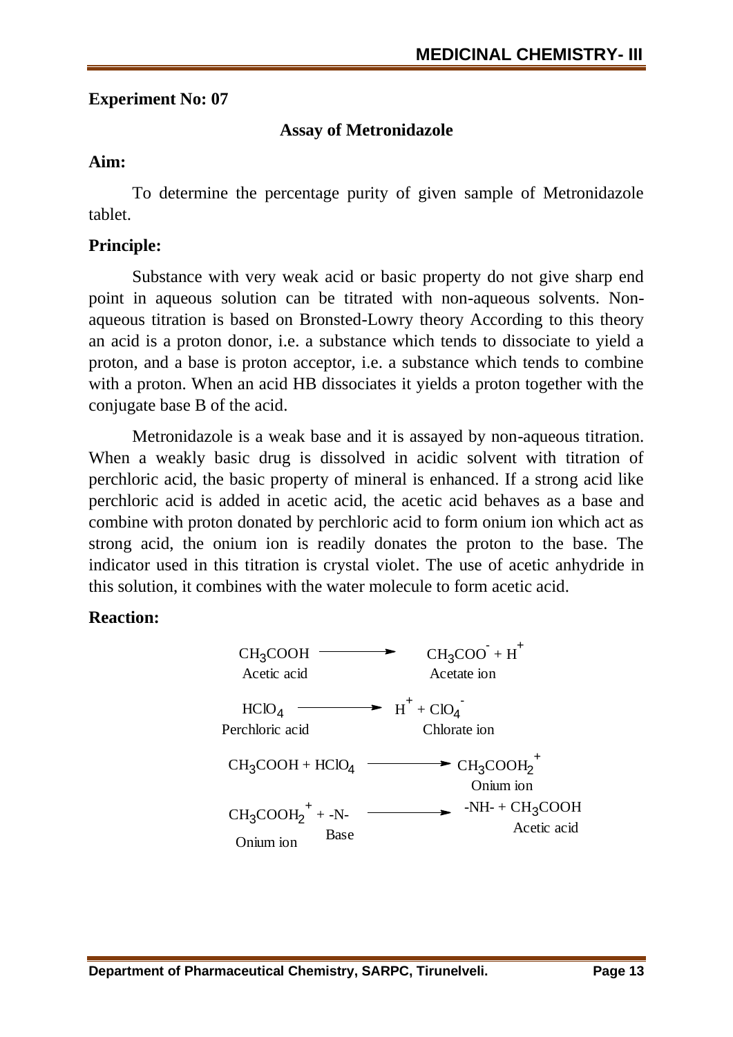**Experiment No: 07**

## Assay of Metronidazole

**Aim:**

To determine the percentage purity of given sample of Metronidazole tablet.

**Principle:**

Substance with very weak acid or basic property do not give sharp end point in aqueous solution can be titrated with non-aqueous solvents. Non-aqueous titration is based on Bronsted-Lowry theory According to this theory an acid is a proton donor, i.e. a substance which tends to dissociate to yield a proton, and a base is proton acceptor, i.e. a substance which tends to combine with a proton. When an acid HB dissociates it yields a proton together with the conjugate base B of the acid.

Metronidazole is a weak base and it is assayed by non-aqueous titration. When a weakly basic drug is dissolved in acidic solvent with titration of perchloric acid, the basic property of mineral is enhanced. If a strong acid like perchloric acid is added in acetic acid, the acetic acid behaves as a base and combine with proton donated by perchloric acid to form onium ion which act as strong acid, the onium ion is readily donates the proton to the base. The indicator used in this titration is crystal violet. The use of acetic anhydride in this solution, it combines with the water molecule to form acetic acid.

**Reaction:**

$$\underset{\text{Acetic acid}}{CH_3COOH} \longrightarrow \underset{\text{Acetate ion}}{CH_3COO^- + H^+}$$

$$\underset{\text{Perchloric acid}}{HClO_4} \longrightarrow \underset{\text{Chlorate ion}}{H^+ + ClO_4^-}$$

$$CH_3COOH + HClO_4 \longrightarrow \underset{\text{Onium ion}}{CH_3COOH_2^+}$$

$$\underset{\text{Onium ion}}{CH_3COOH_2^+} + \underset{\text{Base}}{\text{-N-}} \longrightarrow \text{-NH-} + \underset{\text{Acetic acid}}{CH_3COOH}$$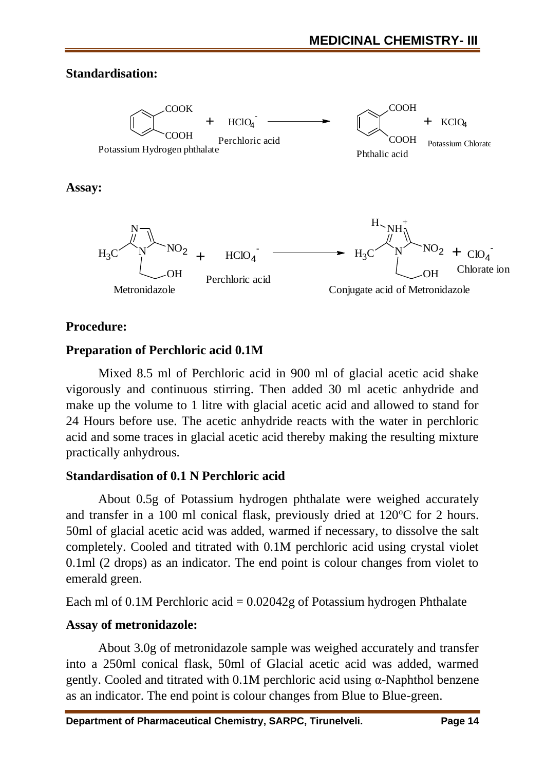**Standardisation:**

$$\text{Potassium Hydrogen phthalate} + HClO_4^- \text{ (Perchloric acid)} \longrightarrow \text{Phthalic acid} + KClO_4 \text{ (Potassium Chlorate)}$$

**Assay:**

$$\text{Metronidazole} + HClO_4^- \text{ (Perchloric acid)} \longrightarrow \text{Conjugate acid of Metronidazole} + ClO_4^- \text{ (Chlorate ion)}$$

**Procedure:**

**Preparation of Perchloric acid 0.1M**

Mixed 8.5 ml of Perchloric acid in 900 ml of glacial acetic acid shake vigorously and continuous stirring. Then added 30 ml acetic anhydride and make up the volume to 1 litre with glacial acetic acid and allowed to stand for 24 Hours before use. The acetic anhydride reacts with the water in perchloric acid and some traces in glacial acetic acid thereby making the resulting mixture practically anhydrous.

**Standardisation of 0.1 N Perchloric acid**

About 0.5g of Potassium hydrogen phthalate were weighed accurately and transfer in a 100 ml conical flask, previously dried at 120°C for 2 hours. 50ml of glacial acetic acid was added, warmed if necessary, to dissolve the salt completely. Cooled and titrated with 0.1M perchloric acid using crystal violet 0.1ml (2 drops) as an indicator. The end point is colour changes from violet to emerald green.

Each ml of 0.1M Perchloric acid = 0.02042g of Potassium hydrogen Phthalate

**Assay of metronidazole:**

About 3.0g of metronidazole sample was weighed accurately and transfer into a 250ml conical flask, 50ml of Glacial acetic acid was added, warmed gently. Cooled and titrated with 0.1M perchloric acid using α-Naphthol benzene as an indicator. The end point is colour changes from Blue to Blue-green.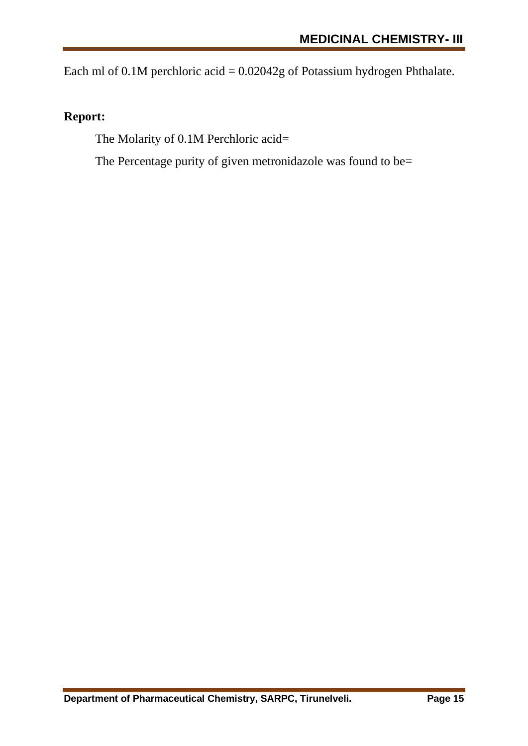Each ml of 0.1M perchloric acid = 0.02042g of Potassium hydrogen Phthalate.

**Report:**

The Molarity of 0.1M Perchloric acid=

The Percentage purity of given metronidazole was found to be=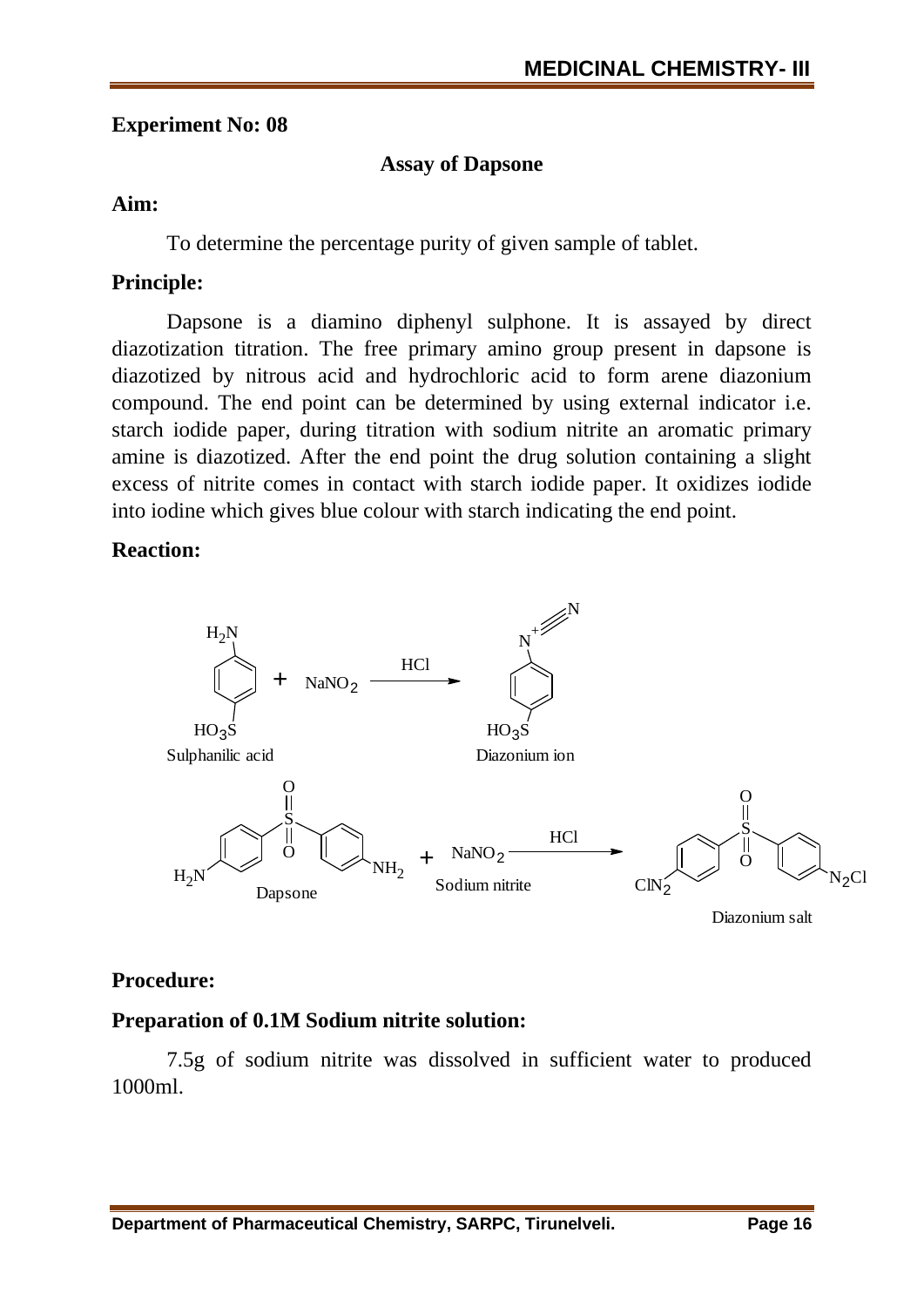**Experiment No: 08**

### Assay of Dapsone

**Aim:**

To determine the percentage purity of given sample of tablet.

**Principle:**

Dapsone is a diamino diphenyl sulphone. It is assayed by direct diazotization titration. The free primary amino group present in dapsone is diazotized by nitrous acid and hydrochloric acid to form arene diazonium compound. The end point can be determined by using external indicator i.e. starch iodide paper, during titration with sodium nitrite an aromatic primary amine is diazotized. After the end point the drug solution containing a slight excess of nitrite comes in contact with starch iodide paper. It oxidizes iodide into iodine which gives blue colour with starch indicating the end point.

**Reaction:**

Sulphanilic acid + $NaNO_2$ $\xrightarrow{HCl}$ Diazonium ion

Dapsone + $NaNO_2$ (Sodium nitrite) $\xrightarrow{HCl}$ Diazonium salt

**Procedure:**

**Preparation of 0.1M Sodium nitrite solution:**

7.5g of sodium nitrite was dissolved in sufficient water to produced 1000ml.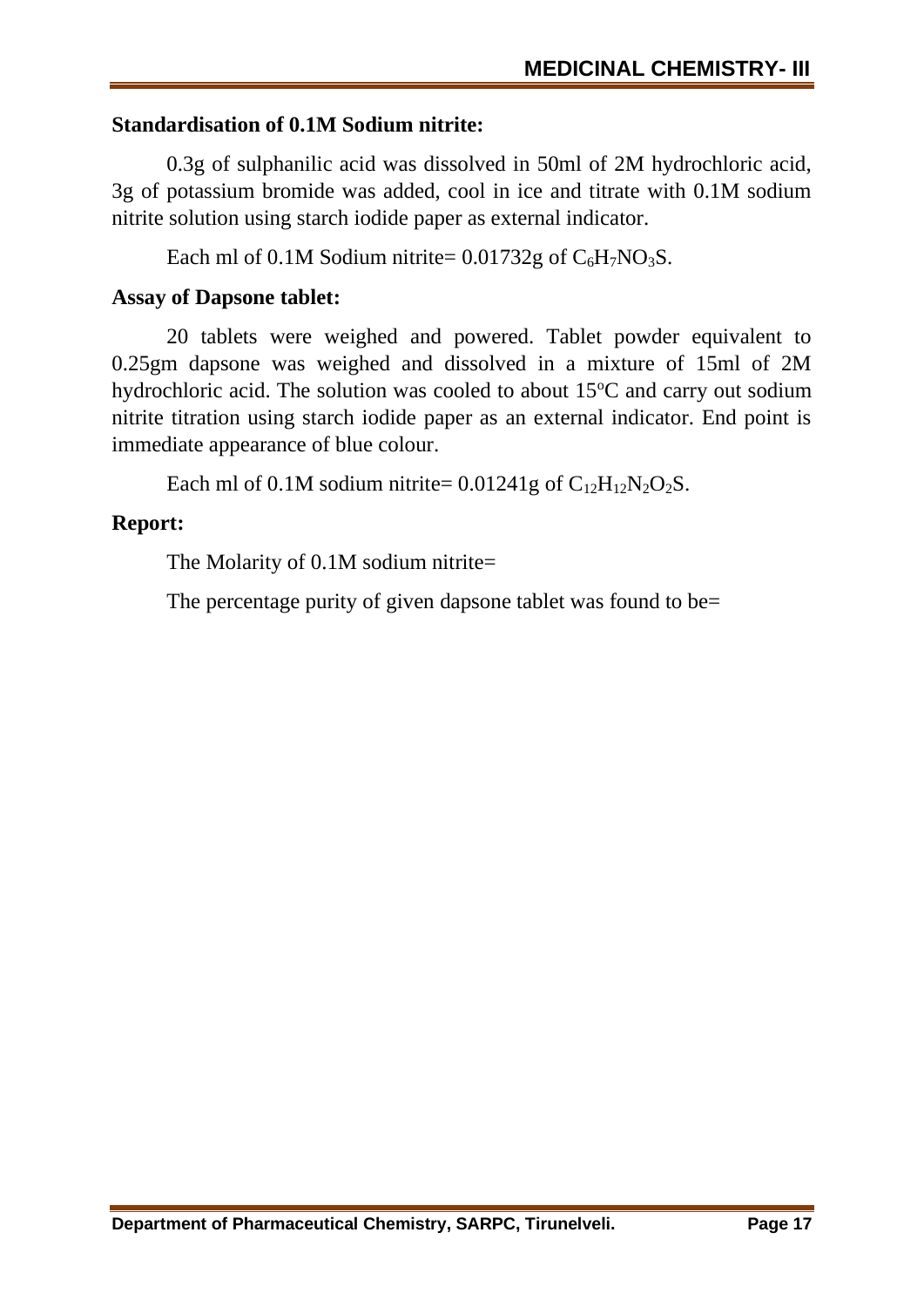**Standardisation of 0.1M Sodium nitrite:**

0.3g of sulphanilic acid was dissolved in 50ml of 2M hydrochloric acid, 3g of potassium bromide was added, cool in ice and titrate with 0.1M sodium nitrite solution using starch iodide paper as external indicator.

Each ml of 0.1M Sodium nitrite= 0.01732g of $C_6H_7NO_3S$.

**Assay of Dapsone tablet:**

20 tablets were weighed and powered. Tablet powder equivalent to 0.25gm dapsone was weighed and dissolved in a mixture of 15ml of 2M hydrochloric acid. The solution was cooled to about 15ºC and carry out sodium nitrite titration using starch iodide paper as an external indicator. End point is immediate appearance of blue colour.

Each ml of 0.1M sodium nitrite= 0.01241g of $C_{12}H_{12}N_2O_2S$.

**Report:**

The Molarity of 0.1M sodium nitrite=

The percentage purity of given dapsone tablet was found to be=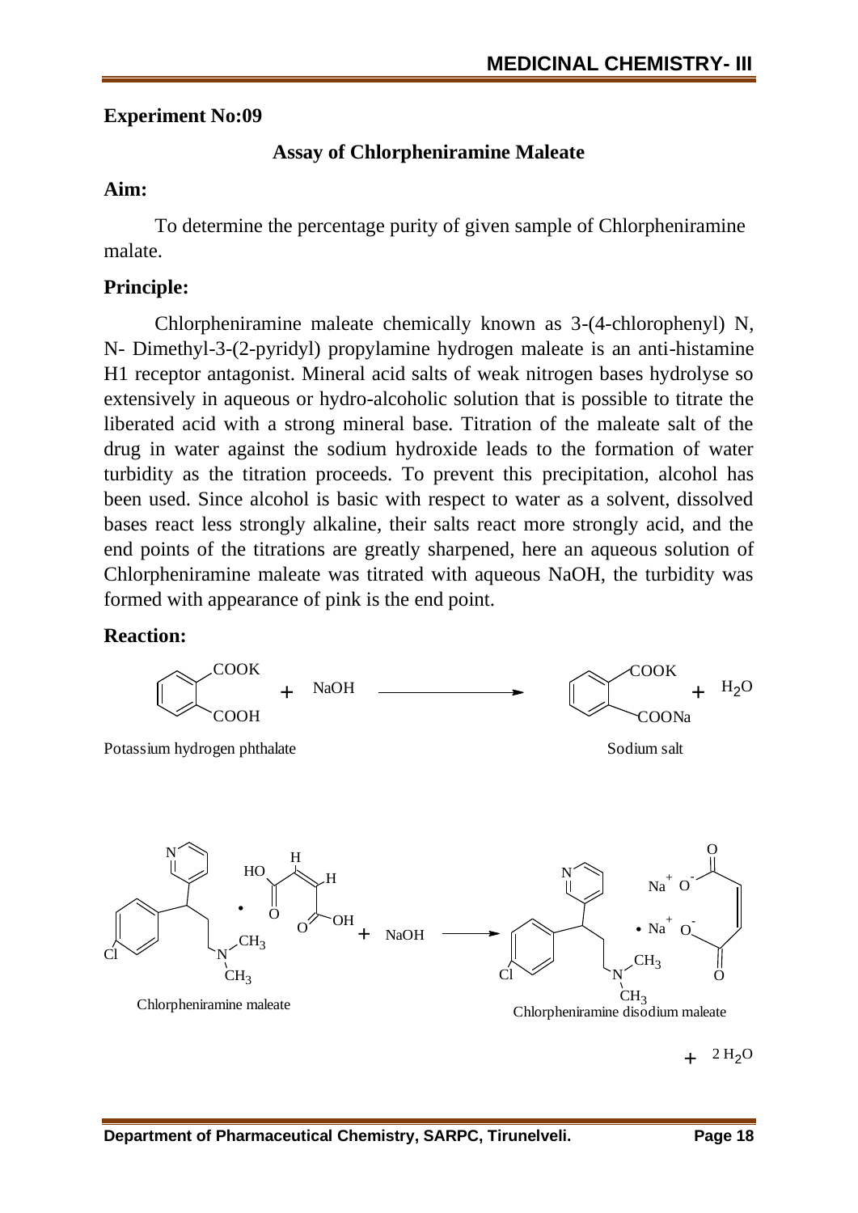**Experiment No:09**

### Assay of Chlorpheniramine Maleate

**Aim:**

To determine the percentage purity of given sample of Chlorpheniramine malate.

**Principle:**

Chlorpheniramine maleate chemically known as 3-(4-chlorophenyl) N, N- Dimethyl-3-(2-pyridyl) propylamine hydrogen maleate is an anti-histamine H1 receptor antagonist. Mineral acid salts of weak nitrogen bases hydrolyse so extensively in aqueous or hydro-alcoholic solution that is possible to titrate the liberated acid with a strong mineral base. Titration of the maleate salt of the drug in water against the sodium hydroxide leads to the formation of water turbidity as the titration proceeds. To prevent this precipitation, alcohol has been used. Since alcohol is basic with respect to water as a solvent, dissolved bases react less strongly alkaline, their salts react more strongly acid, and the end points of the titrations are greatly sharpened, here an aqueous solution of Chlorpheniramine maleate was titrated with aqueous NaOH, the turbidity was formed with appearance of pink is the end point.

**Reaction:**

$$\text{Potassium hydrogen phthalate } (C_6H_4(COOK)(COOH)) + NaOH \longrightarrow \text{Sodium salt } (C_6H_4(COOK)(COONa)) + H_2O$$

$$\text{Chlorpheniramine maleate} + NaOH \longrightarrow \text{Chlorpheniramine disodium maleate} + 2\,H_2O$$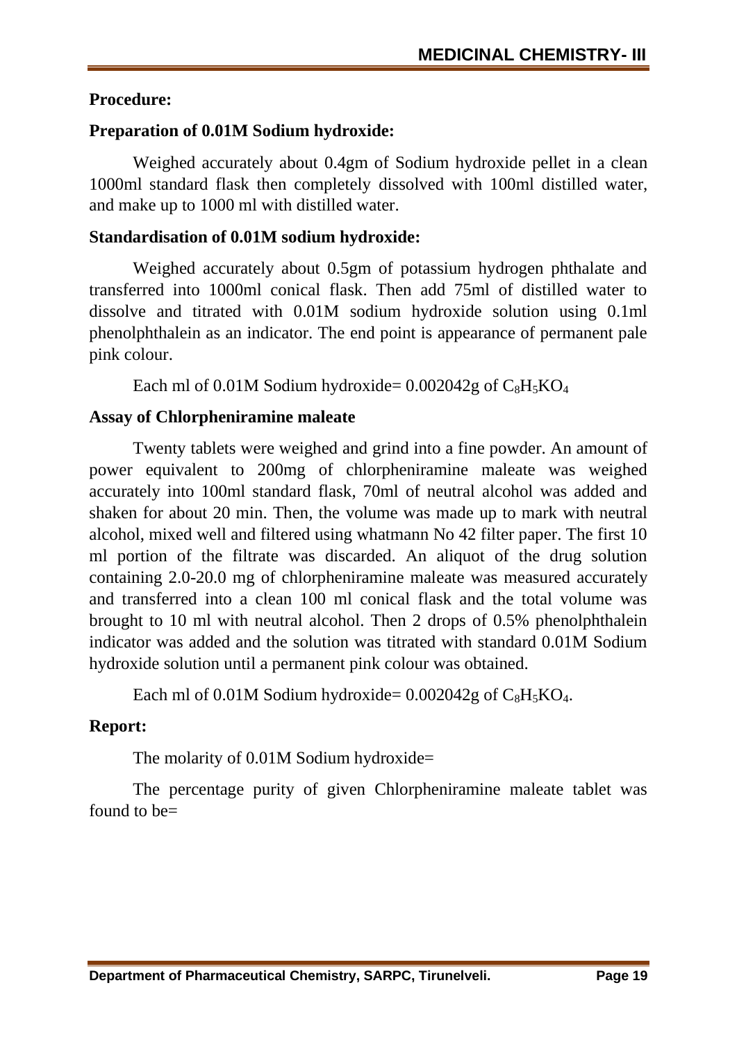**Procedure:**

**Preparation of 0.01M Sodium hydroxide:**

Weighed accurately about 0.4gm of Sodium hydroxide pellet in a clean 1000ml standard flask then completely dissolved with 100ml distilled water, and make up to 1000 ml with distilled water.

**Standardisation of 0.01M sodium hydroxide:**

Weighed accurately about 0.5gm of potassium hydrogen phthalate and transferred into 1000ml conical flask. Then add 75ml of distilled water to dissolve and titrated with 0.01M sodium hydroxide solution using 0.1ml phenolphthalein as an indicator. The end point is appearance of permanent pale pink colour.

Each ml of 0.01M Sodium hydroxide= 0.002042g of $C_8H_5KO_4$

**Assay of Chlorpheniramine maleate**

Twenty tablets were weighed and grind into a fine powder. An amount of power equivalent to 200mg of chlorpheniramine maleate was weighed accurately into 100ml standard flask, 70ml of neutral alcohol was added and shaken for about 20 min. Then, the volume was made up to mark with neutral alcohol, mixed well and filtered using whatmann No 42 filter paper. The first 10 ml portion of the filtrate was discarded. An aliquot of the drug solution containing 2.0-20.0 mg of chlorpheniramine maleate was measured accurately and transferred into a clean 100 ml conical flask and the total volume was brought to 10 ml with neutral alcohol. Then 2 drops of 0.5% phenolphthalein indicator was added and the solution was titrated with standard 0.01M Sodium hydroxide solution until a permanent pink colour was obtained.

Each ml of 0.01M Sodium hydroxide= 0.002042g of $C_8H_5KO_4$.

**Report:**

The molarity of 0.01M Sodium hydroxide=

The percentage purity of given Chlorpheniramine maleate tablet was found to be=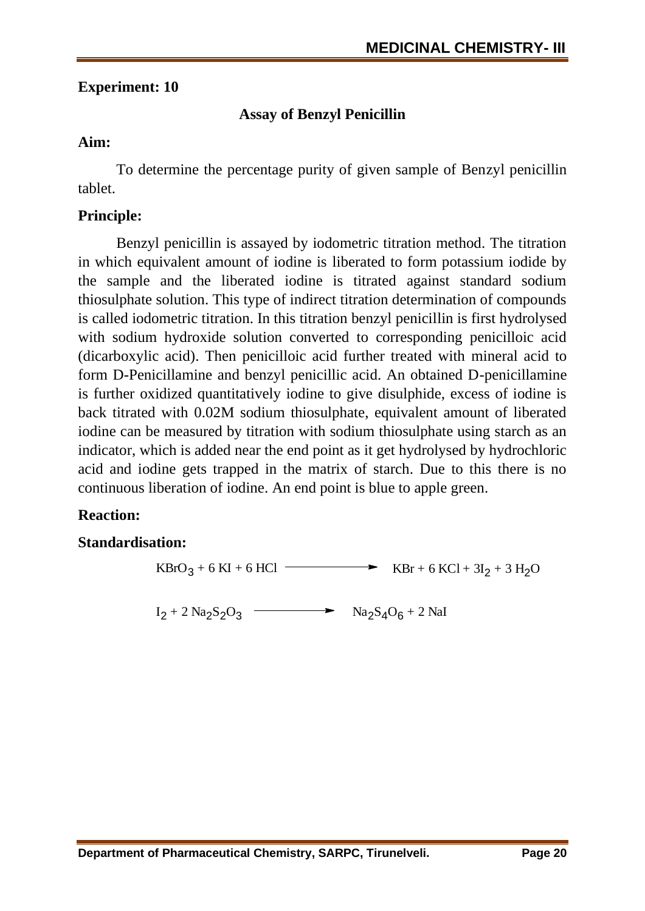**Experiment: 10**

## Assay of Benzyl Penicillin

**Aim:**

To determine the percentage purity of given sample of Benzyl penicillin tablet.

**Principle:**

Benzyl penicillin is assayed by iodometric titration method. The titration in which equivalent amount of iodine is liberated to form potassium iodide by the sample and the liberated iodine is titrated against standard sodium thiosulphate solution. This type of indirect titration determination of compounds is called iodometric titration. In this titration benzyl penicillin is first hydrolysed with sodium hydroxide solution converted to corresponding penicilloic acid (dicarboxylic acid). Then penicilloic acid further treated with mineral acid to form D-Penicillamine and benzyl penicillic acid. An obtained D-penicillamine is further oxidized quantitatively iodine to give disulphide, excess of iodine is back titrated with 0.02M sodium thiosulphate, equivalent amount of liberated iodine can be measured by titration with sodium thiosulphate using starch as an indicator, which is added near the end point as it get hydrolysed by hydrochloric acid and iodine gets trapped in the matrix of starch. Due to this there is no continuous liberation of iodine. An end point is blue to apple green.

**Reaction:**

**Standardisation:**

$$KBrO_3 + 6\,KI + 6\,HCl \longrightarrow KBr + 6\,KCl + 3I_2 + 3\,H_2O$$

$$I_2 + 2\,Na_2S_2O_3 \longrightarrow Na_2S_4O_6 + 2\,NaI$$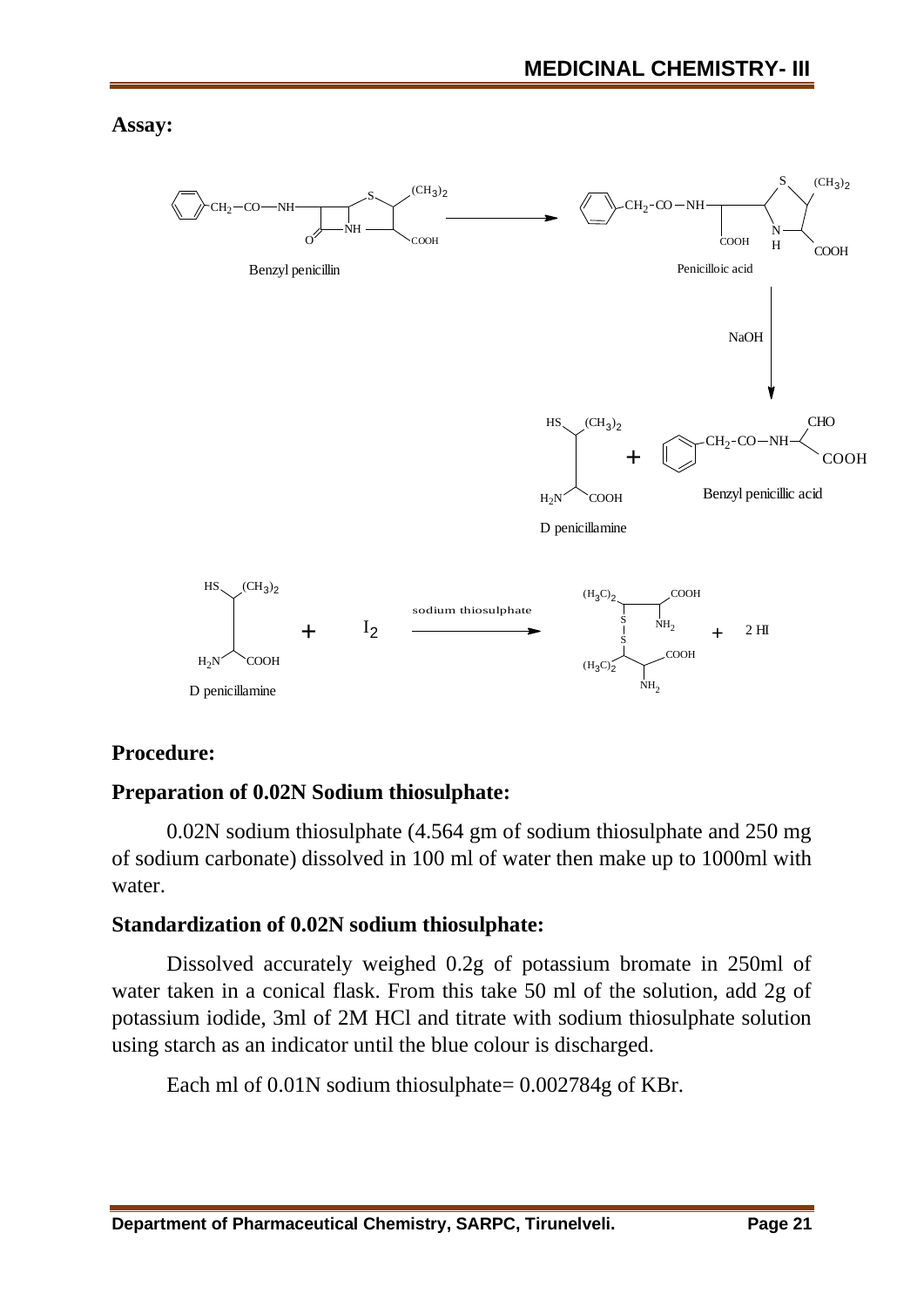**Assay:**

Benzyl penicillin → Penicilloic acid

Penicilloic acid —NaOH→ D penicillamine + Benzyl penicillic acid

D penicillamine + $I_2$ —sodium thiosulphate→ (disulphide) + 2 HI

**Procedure:**

**Preparation of 0.02N Sodium thiosulphate:**

0.02N sodium thiosulphate (4.564 gm of sodium thiosulphate and 250 mg of sodium carbonate) dissolved in 100 ml of water then make up to 1000ml with water.

**Standardization of 0.02N sodium thiosulphate:**

Dissolved accurately weighed 0.2g of potassium bromate in 250ml of water taken in a conical flask. From this take 50 ml of the solution, add 2g of potassium iodide, 3ml of 2M HCl and titrate with sodium thiosulphate solution using starch as an indicator until the blue colour is discharged.

Each ml of 0.01N sodium thiosulphate= 0.002784g of KBr.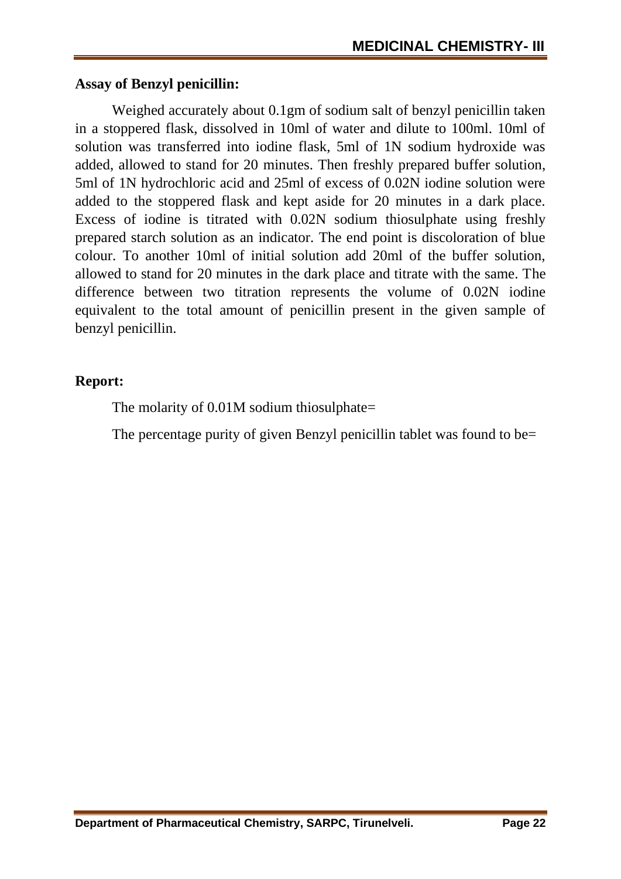**Assay of Benzyl penicillin:**

Weighed accurately about 0.1gm of sodium salt of benzyl penicillin taken in a stoppered flask, dissolved in 10ml of water and dilute to 100ml. 10ml of solution was transferred into iodine flask, 5ml of 1N sodium hydroxide was added, allowed to stand for 20 minutes. Then freshly prepared buffer solution, 5ml of 1N hydrochloric acid and 25ml of excess of 0.02N iodine solution were added to the stoppered flask and kept aside for 20 minutes in a dark place. Excess of iodine is titrated with 0.02N sodium thiosulphate using freshly prepared starch solution as an indicator. The end point is discoloration of blue colour. To another 10ml of initial solution add 20ml of the buffer solution, allowed to stand for 20 minutes in the dark place and titrate with the same. The difference between two titration represents the volume of 0.02N iodine equivalent to the total amount of penicillin present in the given sample of benzyl penicillin.

**Report:**

The molarity of 0.01M sodium thiosulphate=

The percentage purity of given Benzyl penicillin tablet was found to be=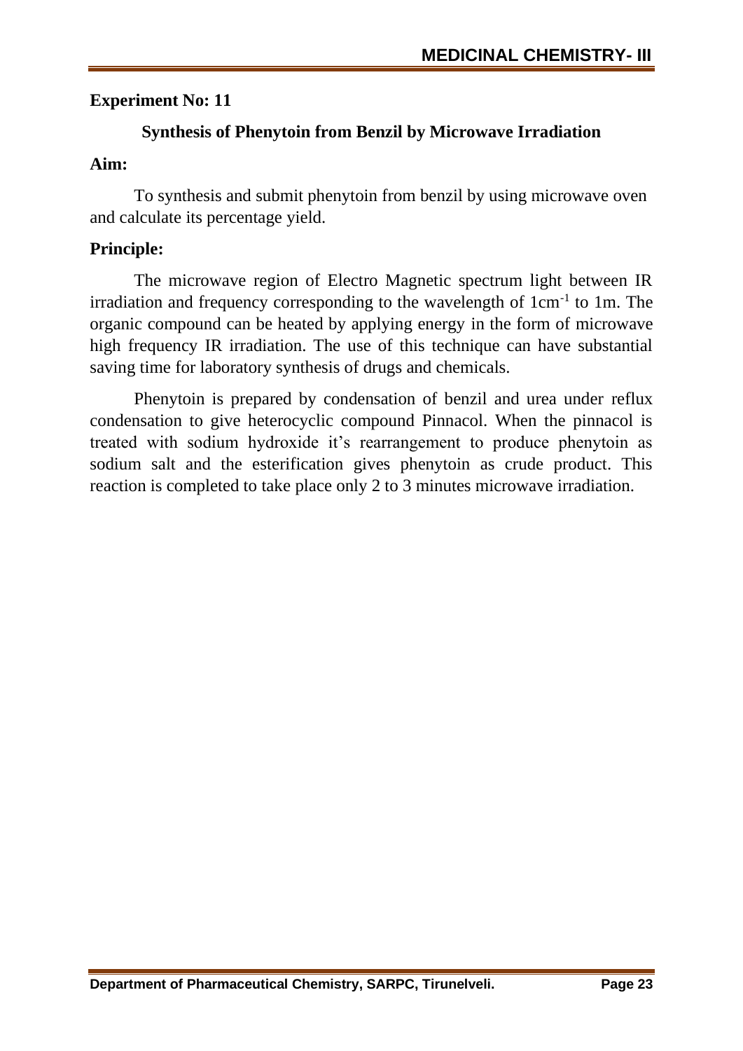## Experiment No: 11

### Synthesis of Phenytoin from Benzil by Microwave Irradiation

**Aim:**

To synthesis and submit phenytoin from benzil by using microwave oven and calculate its percentage yield.

**Principle:**

The microwave region of Electro Magnetic spectrum light between IR irradiation and frequency corresponding to the wavelength of $1cm^{-1}$ to 1m. The organic compound can be heated by applying energy in the form of microwave high frequency IR irradiation. The use of this technique can have substantial saving time for laboratory synthesis of drugs and chemicals.

Phenytoin is prepared by condensation of benzil and urea under reflux condensation to give heterocyclic compound Pinnacol. When the pinnacol is treated with sodium hydroxide it's rearrangement to produce phenytoin as sodium salt and the esterification gives phenytoin as crude product. This reaction is completed to take place only 2 to 3 minutes microwave irradiation.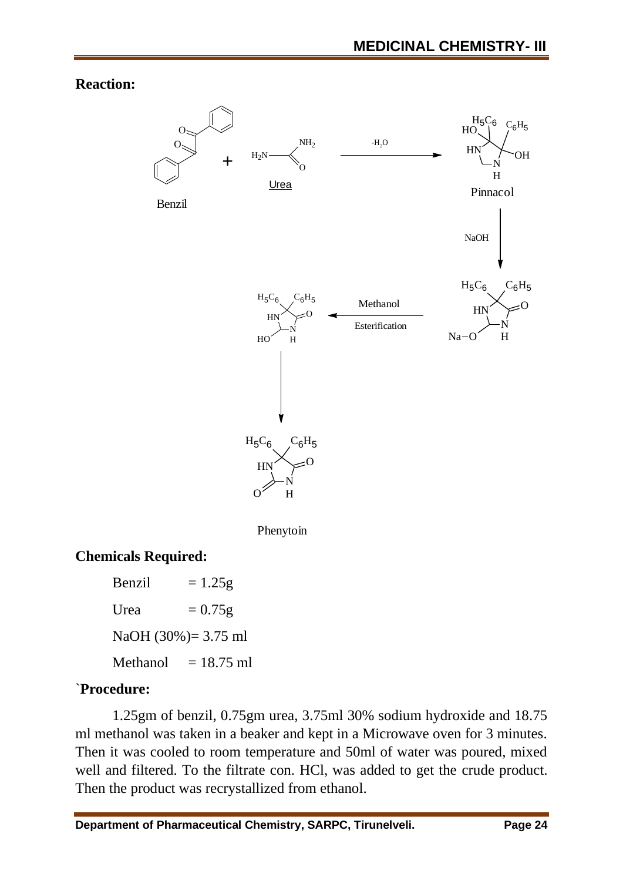**Reaction:**

Benzil + Urea $\xrightarrow{-H_2O}$ Pinnacol $\xrightarrow{NaOH}$ (sodium salt) $\xrightarrow[\text{Esterification}]{\text{Methanol}}$ (hydroxy intermediate) $\rightarrow$ Phenytoin

Benzil

Urea

Pinnacol

Phenytoin

**Chemicals Required:**

Benzil = 1.25g

Urea = 0.75g

NaOH (30%)= 3.75 ml

Methanol = 18.75 ml

**`Procedure:**

1.25gm of benzil, 0.75gm urea, 3.75ml 30% sodium hydroxide and 18.75 ml methanol was taken in a beaker and kept in a Microwave oven for 3 minutes. Then it was cooled to room temperature and 50ml of water was poured, mixed well and filtered. To the filtrate con. HCl, was added to get the crude product. Then the product was recrystallized from ethanol.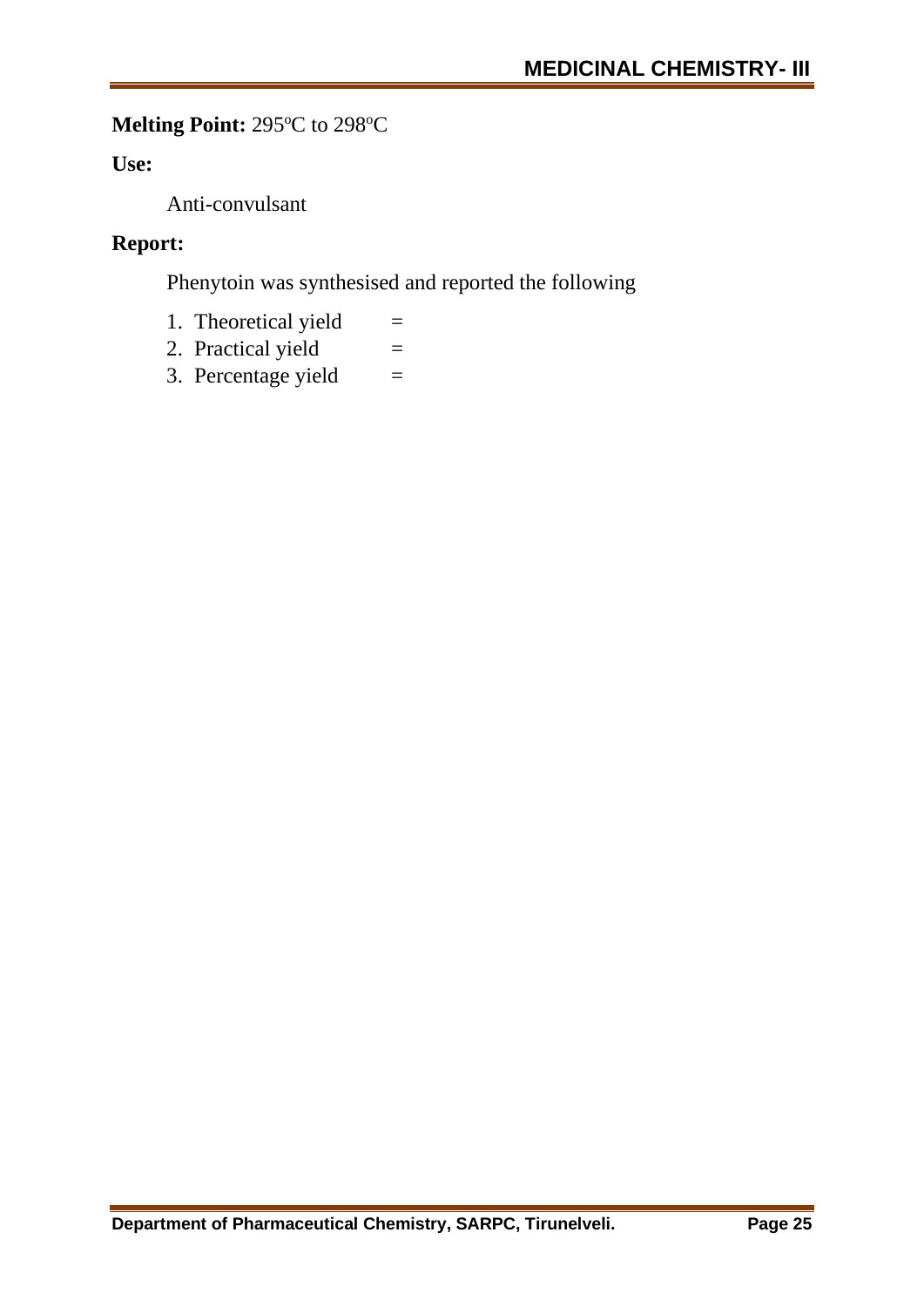**Melting Point:** 295ºC to 298ºC

**Use:**

Anti-convulsant

**Report:**

Phenytoin was synthesised and reported the following

1. Theoretical yield =
2. Practical yield =
3. Percentage yield =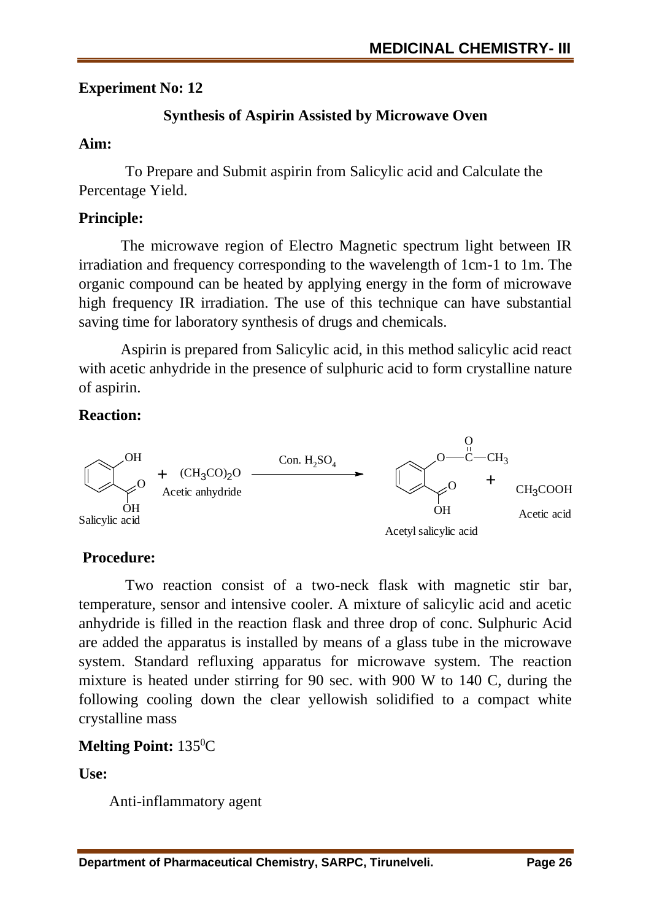**Experiment No: 12**

## Synthesis of Aspirin Assisted by Microwave Oven

**Aim:**

To Prepare and Submit aspirin from Salicylic acid and Calculate the Percentage Yield.

**Principle:**

The microwave region of Electro Magnetic spectrum light between IR irradiation and frequency corresponding to the wavelength of 1cm-1 to 1m. The organic compound can be heated by applying energy in the form of microwave high frequency IR irradiation. The use of this technique can have substantial saving time for laboratory synthesis of drugs and chemicals.

Aspirin is prepared from Salicylic acid, in this method salicylic acid react with acetic anhydride in the presence of sulphuric acid to form crystalline nature of aspirin.

**Reaction:**

$$\text{Salicylic acid} + \underset{\text{Acetic anhydride}}{(CH_3CO)_2O} \xrightarrow{\text{Con. } H_2SO_4} \text{Acetyl salicylic acid} + \underset{\text{Acetic acid}}{CH_3COOH}$$

**Procedure:**

Two reaction consist of a two-neck flask with magnetic stir bar, temperature, sensor and intensive cooler. A mixture of salicylic acid and acetic anhydride is filled in the reaction flask and three drop of conc. Sulphuric Acid are added the apparatus is installed by means of a glass tube in the microwave system. Standard refluxing apparatus for microwave system. The reaction mixture is heated under stirring for 90 sec. with 900 W to 140 C, during the following cooling down the clear yellowish solidified to a compact white crystalline mass

**Melting Point:** $135^0$C

**Use:**

Anti-inflammatory agent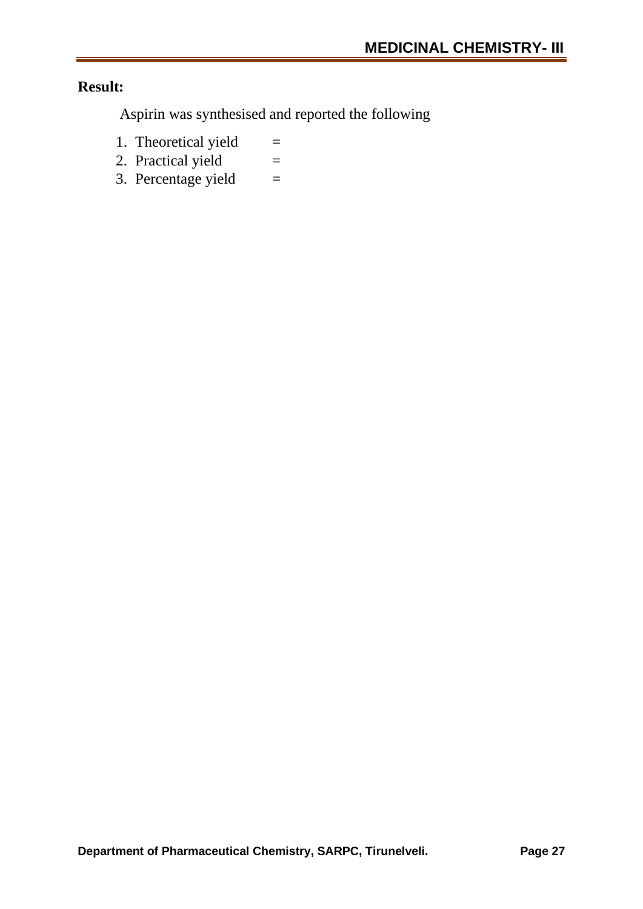**Result:**

Aspirin was synthesised and reported the following

1. Theoretical yield =
2. Practical yield =
3. Percentage yield =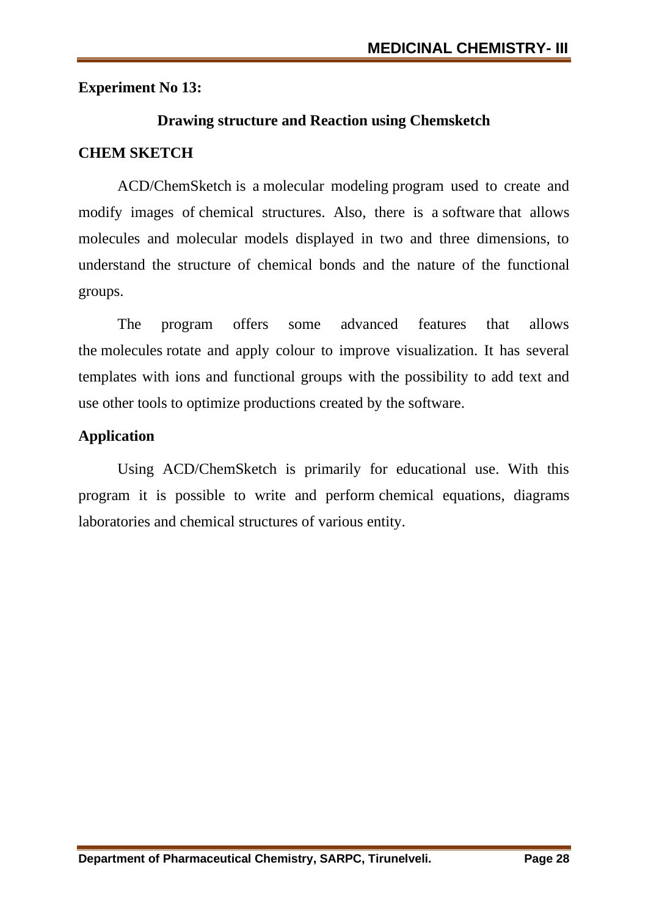**Experiment No 13:**

## Drawing structure and Reaction using Chemsketch

**CHEM SKETCH**

ACD/ChemSketch is a molecular modeling program used to create and modify images of chemical structures. Also, there is a software that allows molecules and molecular models displayed in two and three dimensions, to understand the structure of chemical bonds and the nature of the functional groups.

The program offers some advanced features that allows the molecules rotate and apply colour to improve visualization. It has several templates with ions and functional groups with the possibility to add text and use other tools to optimize productions created by the software.

**Application**

Using ACD/ChemSketch is primarily for educational use. With this program it is possible to write and perform chemical equations, diagrams laboratories and chemical structures of various entity.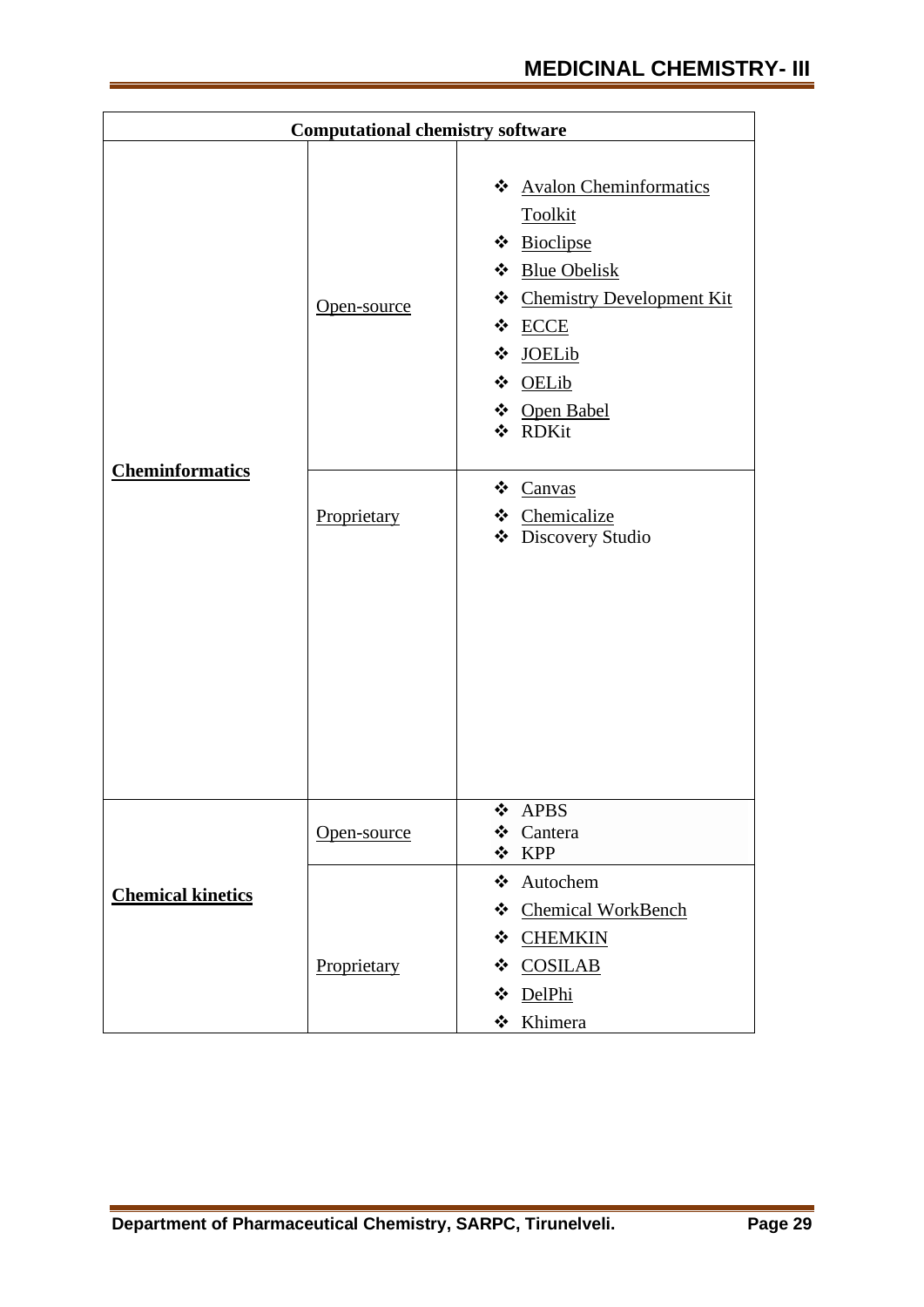| Computational chemistry software | | |
|---|---|---|
| **Cheminformatics** | Open-source | ❖ Avalon Cheminformatics Toolkit<br>❖ Bioclipse<br>❖ Blue Obelisk<br>❖ Chemistry Development Kit<br>❖ ECCE<br>❖ JOELib<br>❖ OELib<br>❖ Open Babel<br>❖ RDKit |
| | Proprietary | ❖ Canvas<br>❖ Chemicalize<br>❖ Discovery Studio |
| **Chemical kinetics** | Open-source | ❖ APBS<br>❖ Cantera<br>❖ KPP |
| | Proprietary | ❖ Autochem<br>❖ Chemical WorkBench<br>❖ CHEMKIN<br>❖ COSILAB<br>❖ DelPhi<br>❖ Khimera |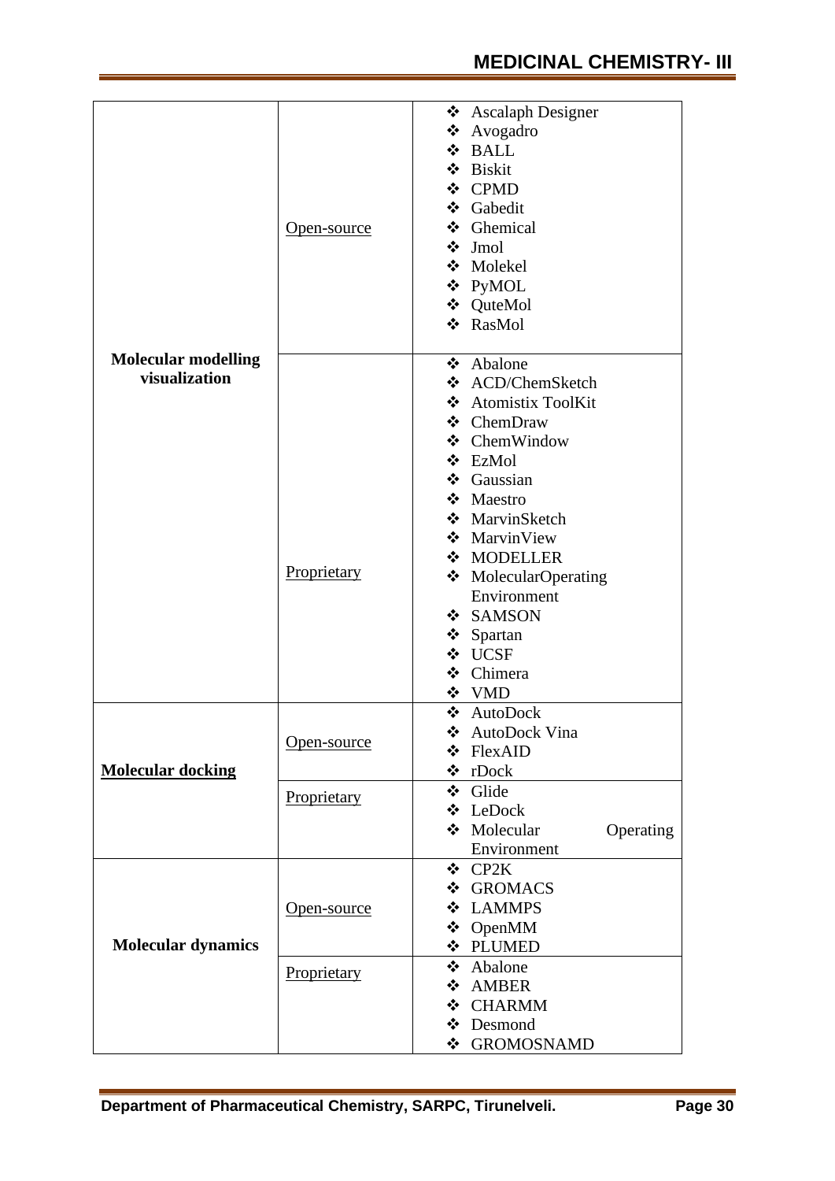| Category | Type | Software |
|---|---|---|
| **Molecular modelling visualization** | Open-source | ❖ Ascalaph Designer<br>❖ Avogadro<br>❖ BALL<br>❖ Biskit<br>❖ CPMD<br>❖ Gabedit<br>❖ Ghemical<br>❖ Jmol<br>❖ Molekel<br>❖ PyMOL<br>❖ QuteMol<br>❖ RasMol |
| | Proprietary | ❖ Abalone<br>❖ ACD/ChemSketch<br>❖ Atomistix ToolKit<br>❖ ChemDraw<br>❖ ChemWindow<br>❖ EzMol<br>❖ Gaussian<br>❖ Maestro<br>❖ MarvinSketch<br>❖ MarvinView<br>❖ MODELLER<br>❖ MolecularOperating Environment<br>❖ SAMSON<br>❖ Spartan<br>❖ UCSF<br>❖ Chimera<br>❖ VMD |
| **Molecular docking** | Open-source | ❖ AutoDock<br>❖ AutoDock Vina<br>❖ FlexAID<br>❖ rDock |
| | Proprietary | ❖ Glide<br>❖ LeDock<br>❖ Molecular Operating Environment |
| **Molecular dynamics** | Open-source | ❖ CP2K<br>❖ GROMACS<br>❖ LAMMPS<br>❖ OpenMM<br>❖ PLUMED |
| | Proprietary | ❖ Abalone<br>❖ AMBER<br>❖ CHARMM<br>❖ Desmond<br>❖ GROMOSNAMD |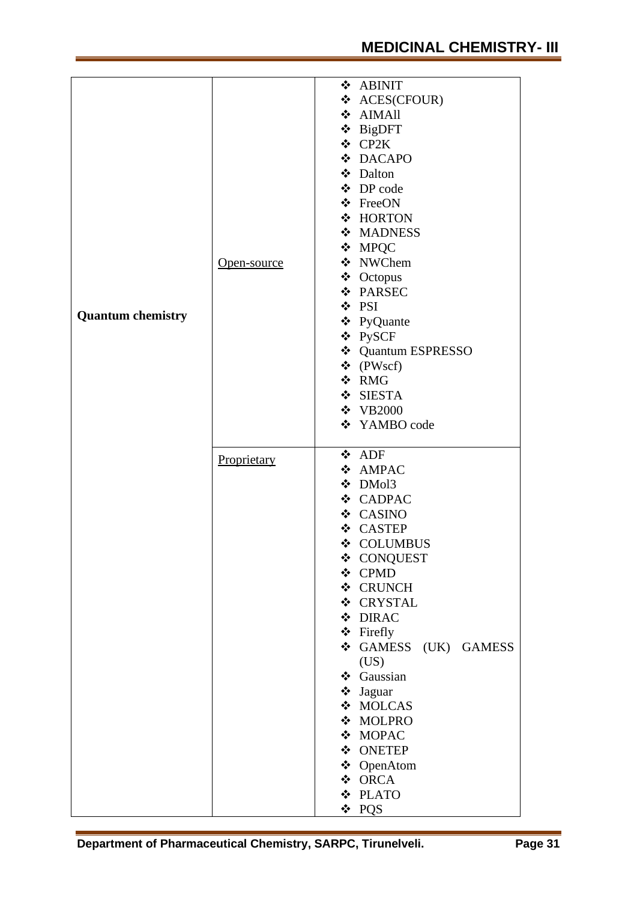| | | |
|---|---|---|
| **Quantum chemistry** | Open-source | ❖ ABINIT<br>❖ ACES(CFOUR)<br>❖ AIMAll<br>❖ BigDFT<br>❖ CP2K<br>❖ DACAPO<br>❖ Dalton<br>❖ DP code<br>❖ FreeON<br>❖ HORTON<br>❖ MADNESS<br>❖ MPQC<br>❖ NWChem<br>❖ Octopus<br>❖ PARSEC<br>❖ PSI<br>❖ PyQuante<br>❖ PySCF<br>❖ Quantum ESPRESSO<br>❖ (PWscf)<br>❖ RMG<br>❖ SIESTA<br>❖ VB2000<br>❖ YAMBO code |
| | Proprietary | ❖ ADF<br>❖ AMPAC<br>❖ DMol3<br>❖ CADPAC<br>❖ CASINO<br>❖ CASTEP<br>❖ COLUMBUS<br>❖ CONQUEST<br>❖ CPMD<br>❖ CRUNCH<br>❖ CRYSTAL<br>❖ DIRAC<br>❖ Firefly<br>❖ GAMESS (UK) GAMESS (US)<br>❖ Gaussian<br>❖ Jaguar<br>❖ MOLCAS<br>❖ MOLPRO<br>❖ MOPAC<br>❖ ONETEP<br>❖ OpenAtom<br>❖ ORCA<br>❖ PLATO<br>❖ PQS |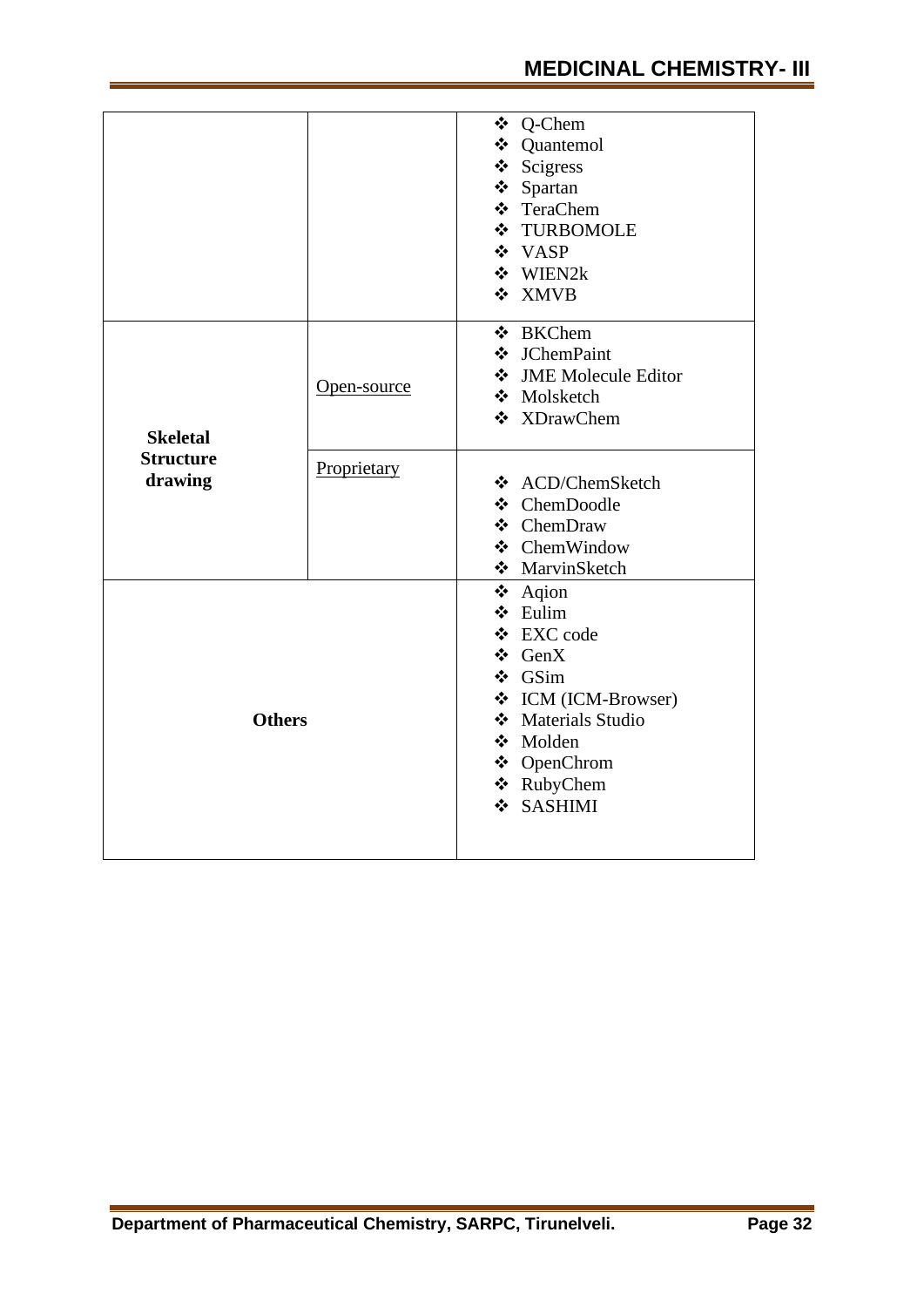| | | |
|---|---|---|
| | | ❖ Q-Chem<br>❖ Quantemol<br>❖ Scigress<br>❖ Spartan<br>❖ TeraChem<br>❖ TURBOMOLE<br>❖ VASP<br>❖ WIEN2k<br>❖ XMVB |
| **Skeletal Structure drawing** | Open-source | ❖ BKChem<br>❖ JChemPaint<br>❖ JME Molecule Editor<br>❖ Molsketch<br>❖ XDrawChem |
| | Proprietary | ❖ ACD/ChemSketch<br>❖ ChemDoodle<br>❖ ChemDraw<br>❖ ChemWindow<br>❖ MarvinSketch |
| **Others** | | ❖ Aqion<br>❖ Eulim<br>❖ EXC code<br>❖ GenX<br>❖ GSim<br>❖ ICM (ICM-Browser)<br>❖ Materials Studio<br>❖ Molden<br>❖ OpenChrom<br>❖ RubyChem<br>❖ SASHIMI |